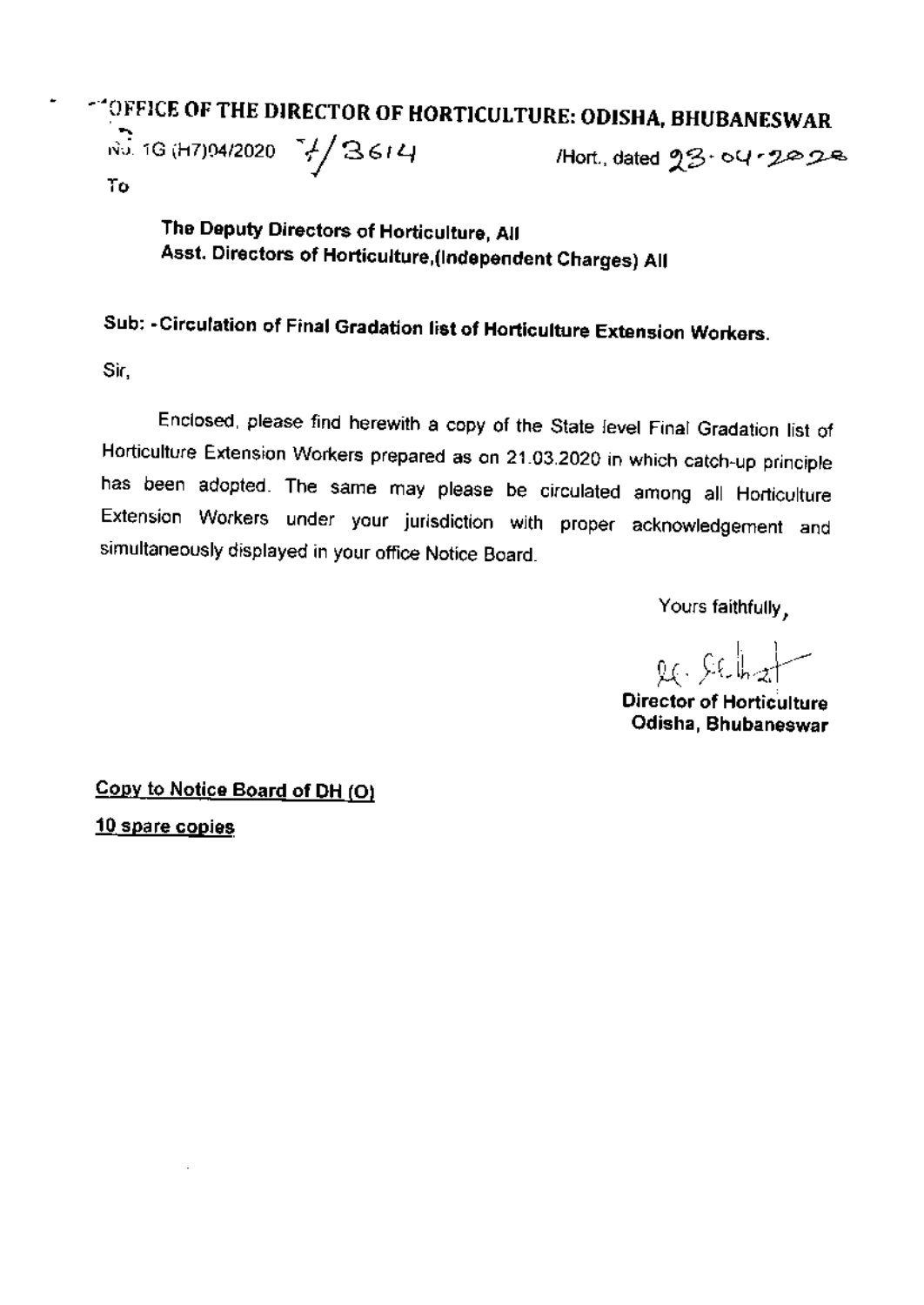# OFFICE OF THE DIRECTOR OF HORTICULTURE: ODISHA, BHUBANESWAR

No. 1G (H7)04/2020 7/3614 /Hort., dated 23.04.2020

To

**The Deputy Directors of Horticulture, All**
**Asst. Directors of Horticulture,(Independent Charges) All**

**Sub: -Circulation of Final Gradation list of Horticulture Extension Workers.**

Sir,

Enclosed, please find herewith a copy of the State level Final Gradation list of Horticulture Extension Workers prepared as on 21.03.2020 in which catch-up principle has been adopted. The same may please be circulated among all Horticulture Extension Workers under your jurisdiction with proper acknowledgement and simultaneously displayed in your office Notice Board.

Yours faithfully,

**Director of Horticulture**
**Odisha, Bhubaneswar**

**Copy to Notice Board of DH (O)**

**10 spare copies**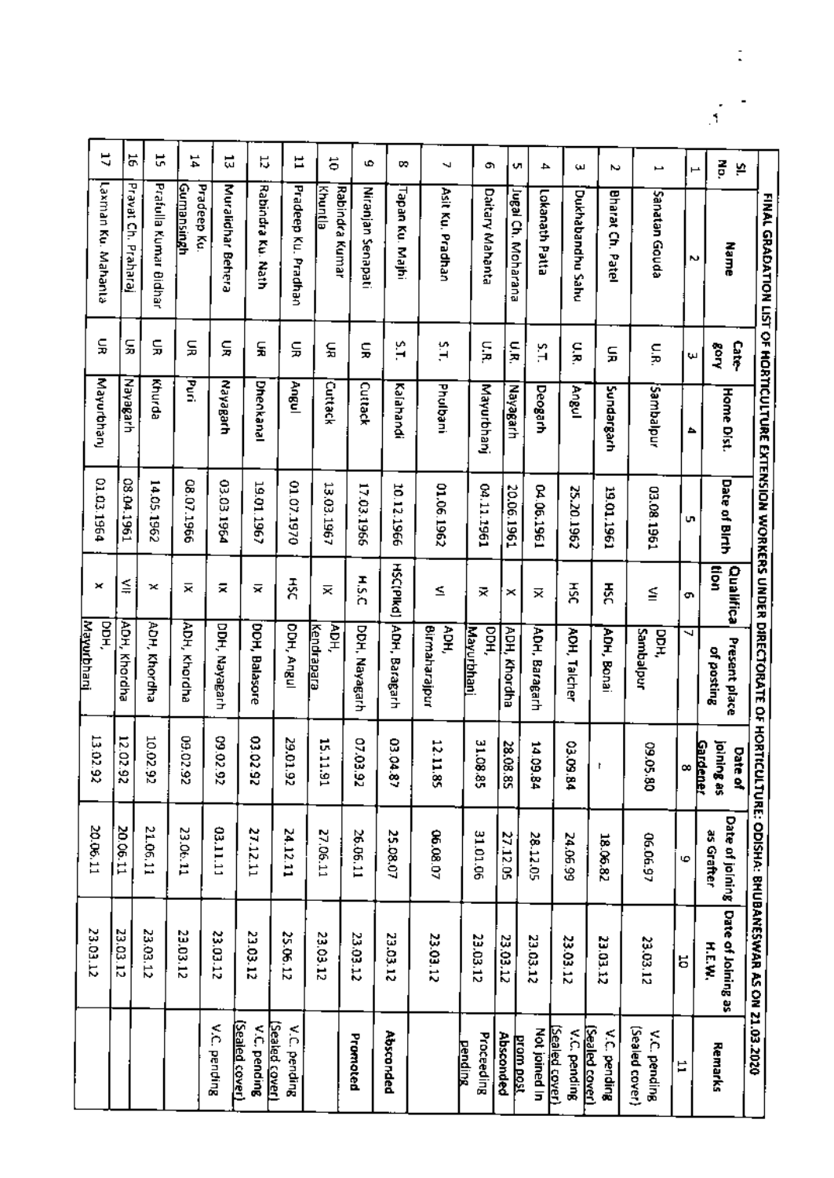# FINAL GRADATION LIST OF HORTICULTURE EXTENSION WORKERS UNDER DIRECTORATE OF HORTICULTURE: ODISHA: BHUBANESWAR AS ON 21.03.2020

| Sl. No. | Name | Category | Home Dist. | Date of Birth | Qualification | Present place of posting | Date of joining as Gardener | Date of joining as Grafter | Date of Joining as H.E.W. | Remarks |
|---|---|---|---|---|---|---|---|---|---|---|
| 1 | 2 | 3 | 4 | 5 | 6 | 7 | 8 | 9 | 10 | 11 |
| 1 | Sanatan Gouda | U.R. | Sambalpur | 03.08.1961 | VII | DDH, Sambalpur | 09.05.80 | 06.06.97 | 23.03.12 | V.C. pending (Sealed cover) |
| 2 | Bharat Ch. Patel | UR | Sundargarh | 19.01.1961 | HSC | ADH, Bonai | - | 18.06.82 | 23.03.12 | V.C. pending (Sealed cover) |
| 3 | Dukhabandhu Sahu | U.R. | Angul | 25.20.1962 | HSC | ADH, Talcher | 03.09.84 | 24.06.99 | 23.03.12 | V.C. pending (Sealed cover) |
| 4 | Lokanath Patta | S.T. | Deogarh | 04.06.1961 | IX | ADH, Baragarh | 14.09.84 | 28.12.05 | 23.03.12 | Not joined in prom post |
| 5 | Jugal Ch. Moharana | U.R. | Nayagarh | 20.06.1961 | X | ADH, Khordha | 28.08.85 | 27.12.05 | 23.03.12 | Absconded |
| 6 | Daitary Mahanta | U.R. | Mayurbhanj | 04.11.1961 | IX | DDH, Mayurbhanj | 31.08.85 | 31.01.06 | 23.03.12 | Proceeding pending |
| 7 | Asit Ku. Pradhan | S.T. | Phulbani | 01.06.1962 | VI | ADH, Birmaharajpur | 12.11.85 | 06.08.07 | 23.03.12 | |
| 8 | Tapan Ku. Majhi | S.T. | Kalahandi | 10.12.1966 | HSC(Plkd) | ADH, Baragarh | 03.04.87 | 25.08.07 | 23.03.12 | Absconded |
| 9 | Niranjan Senapati | UR | Cuttack | 17.03.1966 | H.S.C | DDH, Nayagarh | 07.03.92 | 26.06.11 | 23.03.12 | Promoted |
| 10 | Rabindra Kumar Khuntia | UR | Cuttack | 13.03.1967 | IX | ADH, Kendrapara | 15.11.91 | 27.06.11 | 23.03.12 | |
| 11 | Pradeep Ku. Pradhan | UR | Angul | 01.07.1970 | HSC | DDH, Angul | 29.01.92 | 24.12.11 | 25.06.12 | V.C. pending (Sealed cover) |
| 12 | Rabindra Ku. Nath | UR | Dhenkanal | 19.01.1967 | IX | DDH, Balasore | 03.02.92 | 27.12.11 | 23.03.12 | V.C. pending (Sealed cover) |
| 13 | Muralidhar Behera | UR | Nayagarh | 03.03.1964 | IX | DDH, Nayagarh | 09.02.92 | 03.11.11 | 23.03.12 | V.C. pending |
| 14 | Pradeep Ku. Gumansingh | UR | Puri | 08.07.1966 | IX | ADH, Khordha | 09.02.92 | 23.06.11 | 23.03.12 | |
| 15 | Prafulla Kumar Bidhar | UR | Khurda | 14.05.1962 | X | ADH, Khordha | 10.02.92 | 21.06.11 | 23.03.12 | |
| 16 | Pravat Ch. Praharaj | UR | Nayagarh | 08.04.1961 | VII | ADH, Khordha | 12.02.92 | 20.06.11 | 23.03.12 | |
| 17 | Laxman Ku. Mahanta | UR | Mayurbhanj | 01.03.1964 | X | DDH, Mayurbhanj | 13.02.92 | 20.06.11 | 23.03.12 | |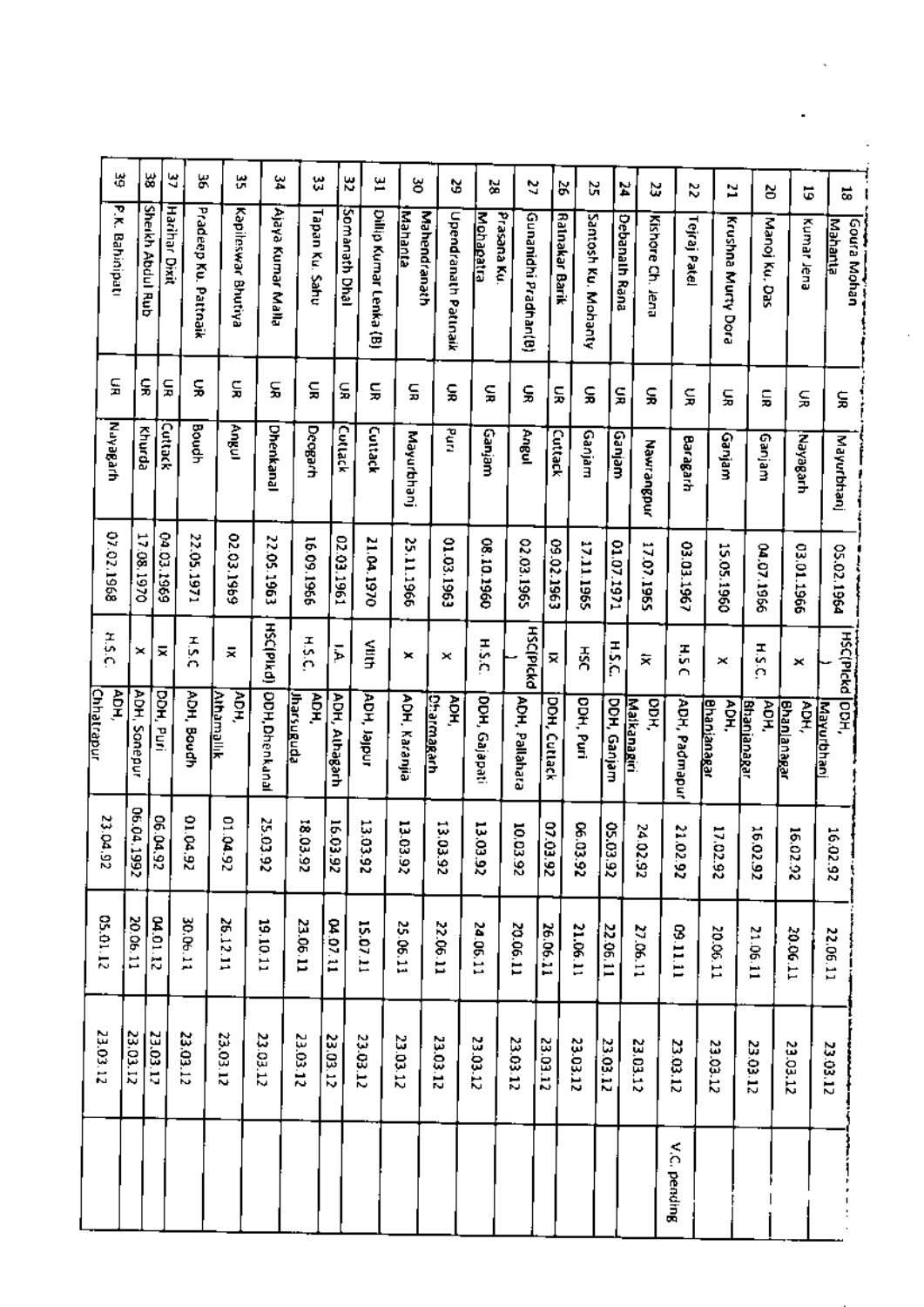| | | | | | | | | | |
|---|---|---|---|---|---|---|---|---|---|
| 18 | Goura Mohan Mahanta | UR | Mayurbhanj | 05.02.1964 | HSC(Plckd) | DDH, Mayurbhanj | 16.02.92 | 22.06.11 | 23.03.12 | |
| 19 | Kumar Jena | UR | Nayagarh | 03.01.1966 | X | ADH, Bhanjanagar | 16.02.92 | 20.06.11 | 23.03.12 | |
| 20 | Manoj Ku. Das | UR | Ganjam | 04.07.1966 | H.S.C. | ADH, Bhanjanagar | 16.02.92 | 21.06.11 | 23.03.12 | |
| 21 | Krushna Murty Dora | UR | Ganjam | 15.05.1960 | X | ADH, Bhanjanagar | 17.02.92 | 20.06.11 | 23.03.12 | |
| 22 | Tejraj Patel | UR | Baragarh | 03.03.1967 | H.S.C | ADH, Padmapur | 21.02.92 | 09.11.11 | 23.03.12 | V.C. pending |
| 23 | Kishore Ch. Jena | UR | Nawrangpur | 17.07.1965 | IX | DDH, Malkangiri | 24.02.92 | 27.06.11 | 23.03.12 | |
| 24 | Debanath Rana | UR | Ganjam | 01.07.1971 | H.S.C. | DDH, Ganjam | 05.03.92 | 22.06.11 | 23.03.12 | |
| 25 | Santosh Ku. Mohanty | UR | Ganjam | 17.11.1965 | HSC | DDH, Puri | 06.03.92 | 21.06.11 | 23.03.12 | |
| 26 | Ratnakar Barik | UR | Cuttack | 09.02.1963 | IX | DDH, Cuttack | 07.03.92 | 26.06.11 | 23.03.12 | |
| 27 | Gunanidhi Pradhan(B) | UR | Angul | 02.03.1965 | HSC(Plckd | ADH, Pallahara | 10.03.92 | 20.06.11 | 23.03.12 | |
| 28 | Prasana Ku. Mohapatra | UR | Ganjam | 08.10.1960 | H.S.C. | DDH, Gajapati | 13.03.92 | 24.06.11 | 23.03.12 | |
| 29 | Upendranath Pattnaik | UR | Puri | 01.03.1963 | X | ADH, Dharmagarh | 13.03.92 | 22.06.11 | 23.03.12 | |
| 30 | Mahendranath Mahanta | UR | Mayurbhanj | 25.11.1966 | X | ADH, Karanjia | 13.03.92 | 25.06.11 | 23.03.12 | |
| 31 | Dillip Kumar Lenka (B) | UR | Cuttack | 21.04.1970 | VIIth | ADH, Jajpur | 13.03.92 | 15.07.11 | 23.03.12 | |
| 32 | Somanath Dhal | UR | Cuttack | 02.03.1961 | I.A. | ADH, Athagarh | 16.03.92 | 04.07.11 | 23.03.12 | |
| 33 | Tapan Ku. Sahu | UR | Deogarh | 16.09.1966 | H.S.C. | ADH, Jharsuguda | 18.03.92 | 23.06.11 | 23.03.12 | |
| 34 | Ajaya Kumar Malla | UR | Dhenkanal | 22.05.1963 | HSC(Plkd) | DDH,Dhenkanal | 25.03.92 | 19.10.11 | 23.03.12 | |
| 35 | Kapileswar Bhutiya | UR | Angul | 02.03.1969 | IX | ADH, Athamallik | 01.04.92 | 26.12.11 | 23.03.12 | |
| 36 | Pradeep Ku. Pattnaik | UR | Boudh | 22.05.1971 | H.S.C | ADH, Boudh | 01.04.92 | 30.06.11 | 23.03.12 | |
| 37 | Harihar Dixit | UR | Cuttack | 04.03.1969 | IX | DDH, Puri | 06.04.92 | 04.01.12 | 23.03.12 | |
| 38 | Sheikh Abdul Rub | UR | Khurda | 17.08.1970 | X | ADH, Sonepur | 06.04.1992 | 20.06.11 | 23.03.12 | |
| 39 | P.K. Bahinipati | UR | Nayagarh | 07.02.1968 | H.S.C. | ADH, Chhatrapur | 23.04.92 | 05.01.12 | 23.03.12 | |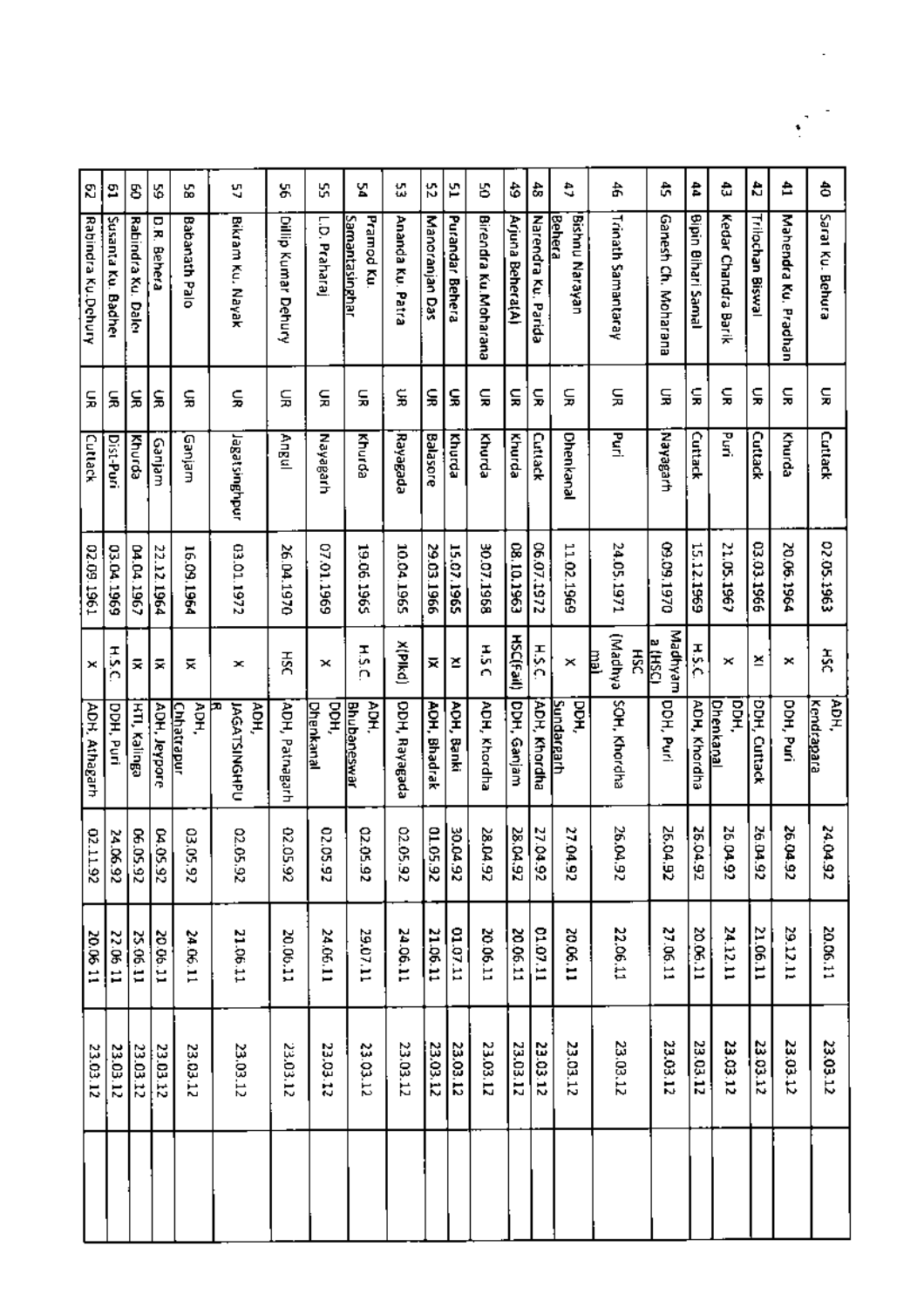| 40 | Sarat Ku. Behura | UR | Cuttack | 02.05.1963 | HSC | ADH, Kendrapara | 24.04.92 | 20.06.11 | 23.03.12 | |
|---|---|---|---|---|---|---|---|---|---|---|
| 41 | Mahendra Ku. Pradhan | UR | Khurda | 20.06.1964 | X | DDH, Puri | 26.04.92 | 29.12.11 | 23.03.12 | |
| 42 | Trilochan Biswal | UR | Cuttack | 03.03.1966 | XI | DDH, Cuttack | 26.04.92 | 21.06.11 | 23.03.12 | |
| 43 | Kedar Chandra Barik | UR | Puri | 21.05.1967 | X | DDH, Dhenkanal | 26.04.92 | 24.12.11 | 23.03.12 | |
| 44 | Bipin Bihari Samal | UR | Cuttack | 15.12.1969 | H.S.C | ADH, Khordha | 26.04.92 | 20.06.11 | 23.03.12 | |
| 45 | Ganesh Ch. Moharana | UR | Nayagarh | 09.09.1970 | Madhyama (HSC) | DDH, Puri | 26.04.92 | 27.06.11 | 23.03.12 | |
| 46 | Trinath Samantaray | UR | Puri | 24.05.1971 | HSC (Madhyamal) | SOH, Khordha | 26.04.92 | 22.06.11 | 23.03.12 | |
| 47 | Bishnu Narayan Behera | UR | Dhenkanal | 11.02.1969 | X | DDH, Sundargarh | 27.04.92 | 20.06.11 | 23.03.12 | |
| 48 | Narendra Ku. Parida | UR | Cuttack | 06.07.1972 | H.S.C | ADH, Khordha | 27.04.92 | 01.07.11 | 23.03.12 | |
| 49 | Arjuna Behera(A) | UR | Khurda | 08.10.1963 | HSC(fail) | DDH, Ganjam | 28.04.92 | 20.06.11 | 23.03.12 | |
| 50 | Birendra Ku.Moharana | UR | Khurda | 30.07.1968 | H.S.C | ADH, Khordha | 28.04.92 | 20.06.11 | 23.03.12 | |
| 51 | Purandar Behera | UR | Khurda | 15.07.1965 | XI | ADH, Banki | 30.04.92 | 01.07.11 | 23.03.12 | |
| 52 | Manoranjan Das | UR | Balasore | 29.03.1966 | IX | ADH, Bhadrak | 01.05.92 | 21.06.11 | 23.03.12 | |
| 53 | Ananda Ku. Patra | UR | Rayagada | 10.04.1965 | X(Plkd) | DDH, Rayagada | 02.05.92 | 24.06.11 | 23.03.12 | |
| 54 | Pramod Ku. Samantasinghar | UR | Khurda | 19.06.1965 | H.S.C. | ADH, Bhubaneswar | 02.05.92 | 29.07.11 | 23.03.12 | |
| 55 | L.D. Praharaj | UR | Nayagarh | 07.01.1969 | X | DDH, Dhenkanal | 02.05.92 | 24.06.11 | 23.03.12 | |
| 56 | Dillip Kumar Dehury | UR | Angul | 26.04.1970 | HSC | ADH, Patnagarh | 02.05.92 | 20.06.11 | 23.03.12 | |
| 57 | Bikram Ku. Nayak | UR | Jagatsinghpur | 03.01.1972 | X | ADH, JAGATSINGHPUR | 02.05.92 | 21.06.11 | 23.03.12 | |
| 58 | Babanath Palo | UR | Ganjam | 16.09.1964 | IX | ADH, Chhatrapur | 03.05.92 | 24.06.11 | 23.03.12 | |
| 59 | D.R. Behera | UR | Ganjam | 22.12.1964 | IX | ADH, Jeypore | 04.05.92 | 20.06.11 | 23.03.12 | |
| 60 | Rabindra Ku. Dalei | UR | Khurda | 04.04.1967 | IX | HTI, Kalinga | 06.05.92 | 25.06.11 | 23.03.12 | |
| 61 | Susanta Ku. Badhei | UR | Dist-Puri | 03.04.1969 | H.S.C | DDH, Puri | 24.06.92 | 22.06.11 | 23.03.12 | |
| 62 | Rabindra Ku.Dehury | UR | Cuttack | 02.09.1961 | X | ADH, Athagarh | 02.11.92 | 20.06.11 | 23.03.12 | |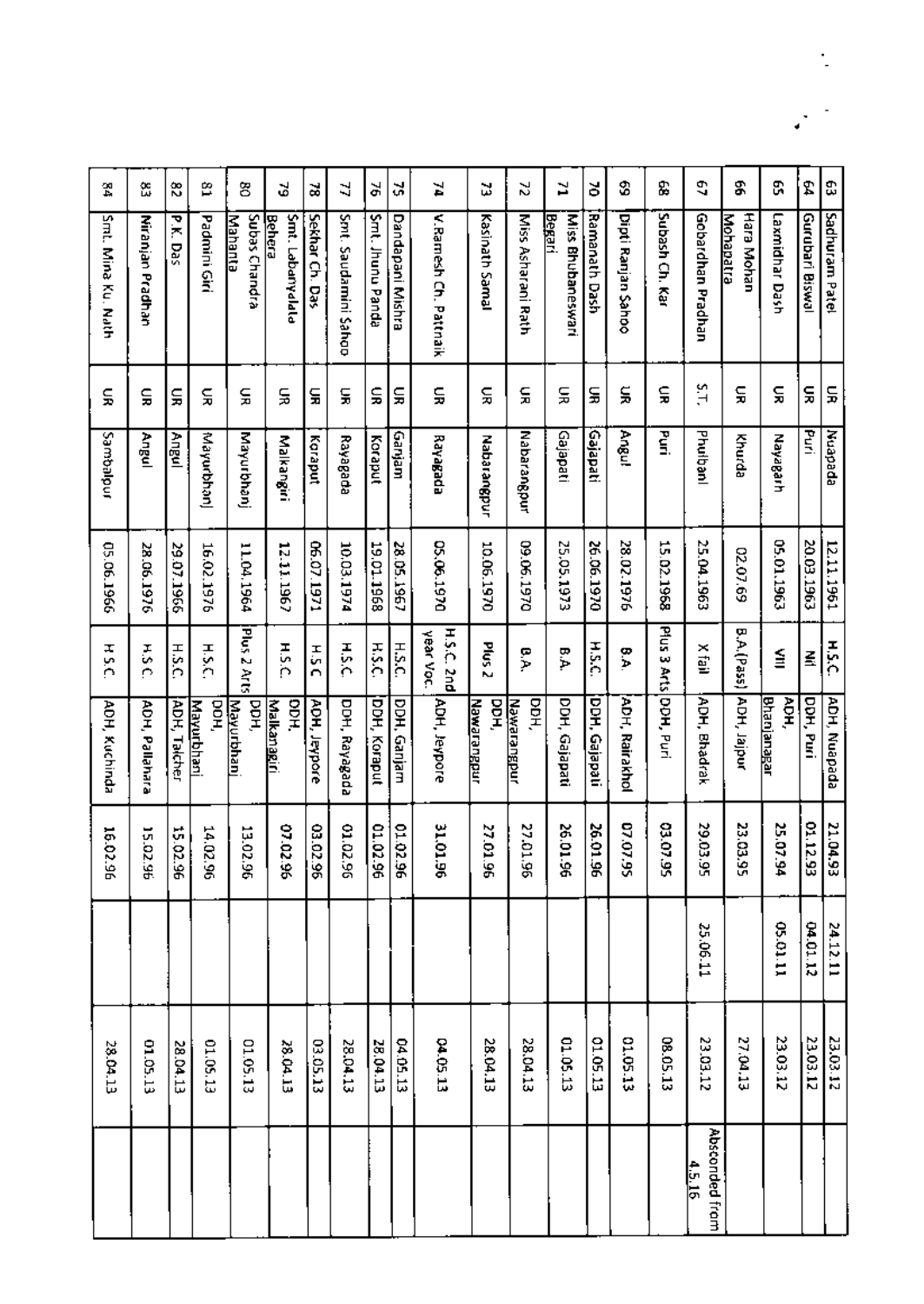| | | | | | | | | | | |
|---|---|---|---|---|---|---|---|---|---|---|
| 63 | Sadhuram Patel | UR | Nuapada | 12.11.1961 | H.S.C. | ADH, Nuapada | 21.04.93 | 24.12.11 | 23.03.12 | |
| 64 | Gurubari Biswal | UR | Puri | 20.03.1963 | Nil | DDH, Puri | 01.12.93 | 04.01.12 | 23.03.12 | |
| 65 | Laxmidhar Dash | UR | Nayagarh | 05.01.1963 | VIII | ADH, Bhanjanagar | 25.07.94 | 05.01.11 | 23.03.12 | |
| 66 | Hara Mohan Mohapatra | UR | Khurda | 02.07.69 | B.A.(Pass) | ADH, Jajpur | 23.03.95 | | 27.04.13 | |
| 67 | Gobardhan Pradhan | S.T. | Phulbani | 25.04.1963 | X fail | ADH, Bhadrak | 29.03.95 | 25.06.11 | 23.03.12 | Absconded from 4.5.16 |
| 68 | Subash Ch. Kar | UR | Puri | 15.02.1968 | Plus 3 Arts | DDH, Puri | 03.07.95 | | 08.05.13 | |
| 69 | Dipti Ranjan Sahoo | UR | Angul | 28.02.1976 | B.A. | ADH, Rairakhol | 07.07.95 | | 01.05.13 | |
| 70 | Ramanath Dash | UR | Gajapati | 26.06.1970 | H.S.C. | DDH, Gajapati | 26.01.96 | | 01.05.13 | |
| 71 | Miss Bhubaneswari Begari | UR | Gajapati | 25.05.1973 | B.A. | DDH, Gajapati | 26.01.96 | | 01.05.13 | |
| 72 | Miss Asharani Rath | UR | Nabarangpur | 09.06.1970 | B.A. | DDH, Nawarangpur | 27.01.96 | | 28.04.13 | |
| 73 | Kasinath Samal | UR | Nabarangpur | 10.06.1970 | Plus 2 | DDH, Nawarangpur | 27.01.96 | | 28.04.13 | |
| 74 | V.Ramesh Ch. Patnaik | UR | Rayagada | 05.06.1970 | H.S.C. 2nd year Voc. | ADH, Jeypore | 31.01.96 | | 04.05.13 | |
| 75 | Dandapani Mishra | UR | Ganjam | 28.05.1967 | H.S.C. | DDH, Ganjam | 01.02.96 | | 04.05.13 | |
| 76 | Smt. Jhunu Panda | UR | Koraput | 19.01.1968 | H.S.C. | DDH, Koraput | 01.02.96 | | 28.04.13 | |
| 77 | Smt. Saudamini Sahoo | UR | Rayagada | 10.03.1974 | H.S.C. | DDH, Rayagada | 01.02.96 | | 28.04.13 | |
| 78 | Sekhar Ch. Das | UR | Koraput | 06.07.1971 | H.S.C | ADH, Jeypore | 03.02.96 | | 03.05.13 | |
| 79 | Smt. Labanyalata Behera | UR | Malkangiri | 12.11.1967 | H.S.C. | DDH, Malkanagiri | 07.02.96 | | 28.04.13 | |
| 80 | Subas Chandra Mahanta | UR | Mayurbhanj | 11.04.1964 | Plus 2 Arts | DDH, Mayurbhanj | 13.02.96 | | 01.05.13 | |
| 81 | Padmini Giri | UR | Mayurbhanj | 16.02.1976 | H.S.C. | DDH, Mayurbhanj | 14.02.96 | | 01.05.13 | |
| 82 | P.K. Das | UR | Angul | 29.07.1966 | H.S.C. | ADH, Talcher | 15.02.96 | | 28.04.13 | |
| 83 | Niranjan Pradhan | UR | Angul | 28.06.1976 | H.S.C. | ADH, Pallahara | 15.02.96 | | 01.05.13 | |
| 84 | Smt. Mina Ku. Nath | UR | Sambalpur | 05.06.1966 | H.S.C | ADH, Kuchinda | 16.02.96 | | 28.04.13 | |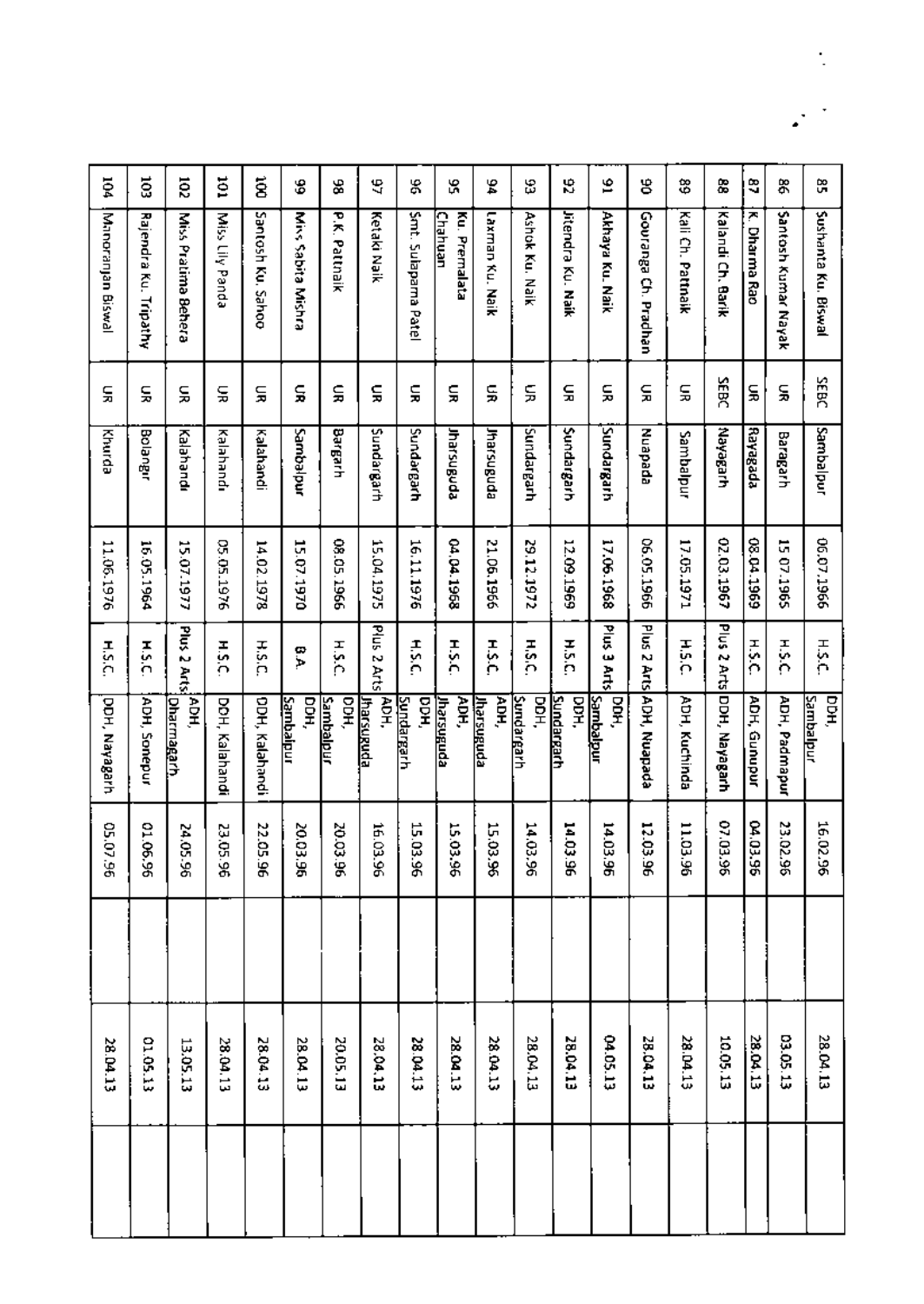| 85 | Sushanta Ku. Biswal | SEBC | Sambalpur | 06.07.1966 | H.S.C. | DDH, Sambalpur | 16.02.96 | | 28.04.13 | |
|---|---|---|---|---|---|---|---|---|---|---|
| 86 | Santosh Kumar Nayak | UR | Baragarh | 15.07.1965 | H.S.C. | ADH, Padmapur | 23.02.96 | | 03.05.13 | |
| 87 | K. Dharma Rao | UR | Rayagada | 08.04.1969 | H.S.C. | ADH, Gunupur | 04.03.96 | | 28.04.13 | |
| 88 | Kalandi Ch. Barik | SEBC | Nayagarh | 02.03.1967 | Plus 2 Arts | DDH, Nayagarh | 07.03.96 | | 10.05.13 | |
| 89 | Kali Ch. Pattnaik | UR | Sambalpur | 17.05.1971 | H.S.C. | ADH, Kuchinda | 11.03.96 | | 28.04.13 | |
| 90 | Gouranga Ch. Pradhan | UR | Nuapada | 06.05.1966 | Plus 2 Arts | ADH, Nuapada | 12.03.96 | | 28.04.13 | |
| 91 | Akhaya Ku. Naik | UR | Sundargarh | 17.06.1968 | Plus 3 Arts | DDH, Sambalpur | 14.03.96 | | 04.05.13 | |
| 92 | Jitendra Ku. Naik | UR | Sundargarh | 12.09.1969 | H.S.C. | DDH, Sundargarh | 14.03.96 | | 28.04.13 | |
| 93 | Ashok Ku. Naik | UR | Sundargarh | 29.12.1972 | H.S.C. | DDH, Sundargarh | 14.03.96 | | 28.04.13 | |
| 94 | Laxman Ku. Naik | UR | Jharsuguda | 21.06.1966 | H.S.C. | ADH, Jharsuguda | 15.03.96 | | 28.04.13 | |
| 95 | Ku. Premalata Chahuan | UR | Jharsuguda | 04.04.1968 | H.S.C. | ADH, Jharsuguda | 15.03.96 | | 28.04.13 | |
| 96 | Smt. Sulaparna Patel | UR | Sundargarh | 16.11.1976 | H.S.C. | DDH, Sundargarh | 15.03.96 | | 28.04.13 | |
| 97 | Ketaki Naik | UR | Sundargarh | 15.04.1975 | Plus 2 Arts | ADH, Jharsuguda | 16.03.96 | | 28.04.13 | |
| 98 | P.K. Pattnaik | UR | Bargarh | 08.05.1966 | H.S.C. | DDH, Sambalpur | 20.03.96 | | 20.05.13 | |
| 99 | Miss Sabita Mishra | UR | Sambalpur | 15.07.1970 | B.A. | DDH, Sambalpur | 20.03.96 | | 28.04.13 | |
| 100 | Santosh Ku. Sahoo | UR | Kalahandi | 14.02.1978 | H.S.C. | DDH, Kalahandi | 22.05.96 | | 28.04.13 | |
| 101 | Miss Lily Panda | UR | Kalahandi | 05.05.1976 | H.S.C. | DDH, Kalahandi | 23.05.96 | | 28.04.13 | |
| 102 | Miss Pratima Behera | UR | Kalahandi | 15.07.1977 | Plus 2 Arts | ADH, Dharmagarh | 24.05.96 | | 13.05.13 | |
| 103 | Rajendra Ku. Tripathy | UR | Bolangir | 16.05.1964 | H.S.C. | ADH, Sonepur | 01.06.96 | | 01.05.13 | |
| 104 | Manoranjan Biswal | UR | Khurda | 11.06.1976 | H.S.C. | DDH, Nayagarh | 05.07.96 | | 28.04.13 | |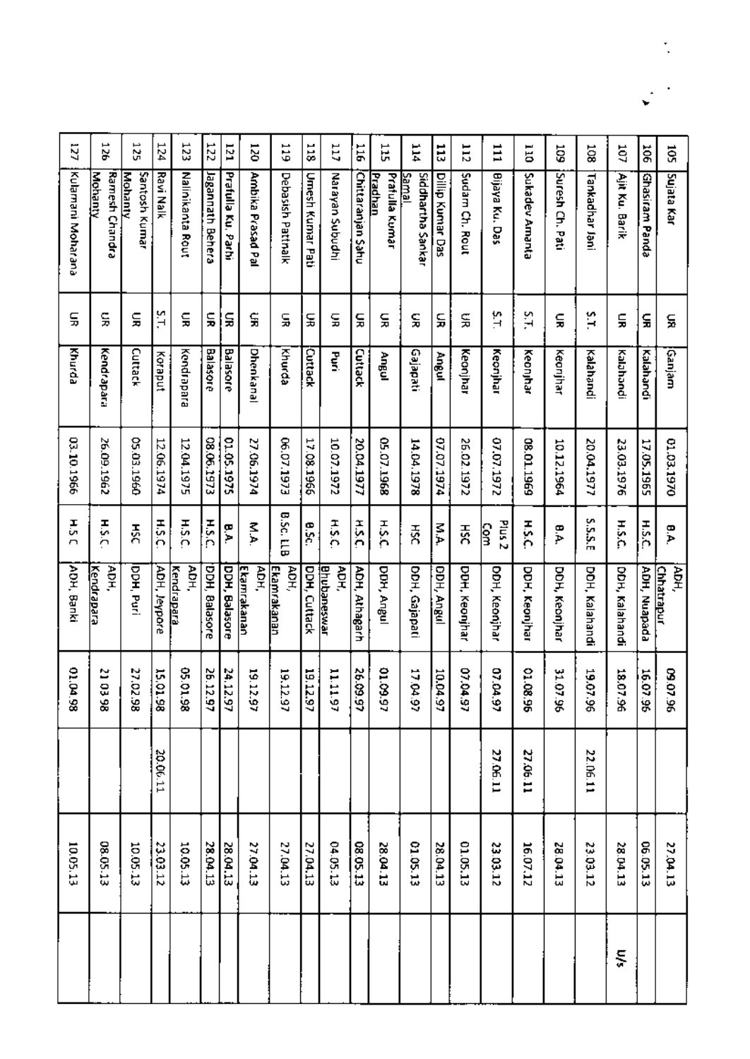| 105 | Sujata Kar | UR | Ganjam | 01.03.1970 | B.A. | ADH, Chhatrapur | 09.07.96 | | 27.04.13 | |
|---|---|---|---|---|---|---|---|---|---|---|
| 106 | Ghasiram Panda | UR | Kalahandi | 17.05.1965 | H.S.C. | ADH, Nuapada | 16.07.96 | | 06.05.13 | |
| 107 | Ajit Ku. Barik | UR | Kalahandi | 23.03.1976 | H.S.C. | DDH, Kalahandi | 18.07.96 | | 28.04.13 | U/s |
| 108 | Tankadhar Jani | S.T. | Kalahandi | 20.04.1977 | S.S.S.E | DDH, Kalahandi | 19.07.96 | 22.06.11 | 23.03.12 | |
| 109 | Suresh Ch. Pati | UR | Keonjhar | 10.12.1964 | B.A. | DDH, Keonjhar | 31.07.96 | | 28.04.13 | |
| 110 | Sukadev Amanta | S.T. | Keonjhar | 08.01.1969 | H.S.C. | DDH, Keonjhar | 01.08.96 | 27.06.11 | 16.07.12 | |
| 111 | Bijaya Ku. Das | S.T. | Keonjhar | 07.07.1972 | Plus 2 Com | DDH, Keonjhar | 07.04.97 | 27.06.11 | 23.03.12 | |
| 112 | Sudam Ch. Rout | UR | Keonjhar | 26.02.1972 | HSC | DDH, Keonjhar | 07.04.97 | | 01.05.13 | |
| 113 | Dillip Kumar Das | UR | Angul | 07.07.1974 | M.A. | DDH, Angul | 10.04.97 | | 28.04.13 | |
| 114 | Siddhartha Sankar Samal | UR | Gajapati | 14.04.1978 | HSC | DDH, Gajapati | 17.04.97 | | 01.05.13 | |
| 115 | Prafulla Kumar Pradhan | UR | Angul | 05.07.1968 | H.S.C | DDH, Angul | 01.09.97 | | 28.04.13 | |
| 116 | Chittaranjan Sahu | UR | Cuttack | 20.04.1977 | H.S.C. | ADH, Athagarh | 26.09.97 | | 08.05.13 | |
| 117 | Narayan Subudhi | UR | Puri | 10.07.1972 | H.S.C. | ADH, Bhubaneswar | 11.11.97 | | 04.05.13 | |
| 118 | Umesh Kumar Pati | UR | Cuttack | 17.08.1966 | B.Sc. | DDH, Cuttack | 19.12.97 | | 27.04.13 | |
| 119 | Debasish Pattnaik | UR | Khurda | 06.07.1973 | B.Sc. LLB | ADH, Ekamrakanan | 19.12.97 | | 27.04.13 | |
| 120 | Ambika Prasad Pal | UR | Dhenkanal | 27.06.1974 | M.A. | ADH, Ekamrakanan | 19.12.97 | | 27.04.13 | |
| 121 | Prafulla Ku. Parhi | UR | Balasore | 01.05.1975 | B.A. | DDH, Balasore | 24.12.97 | | 28.04.13 | |
| 122 | Jagannath Behera | UR | Balasore | 08.06.1973 | H.S.C. | DDH, Balasore | 26.12.97 | | 28.04.13 | |
| 123 | Nalinikanta Rout | UR | Kendrapara | 12.04.1975 | H.S.C. | ADH, Kendrapara | 05.01.98 | | 10.05.13 | |
| 124 | Ravi Naik | S.T. | Koraput | 12.06.1974 | H.S.C. | ADH, Jeypore | 15.01.98 | 20.06.11 | 23.03.12 | |
| 125 | Santosh Kumar Mohanty | UR | Cuttack | 05.03.1960 | HSC | DDH, Puri | 27.02.98 | | 10.05.13 | |
| 126 | Ramesh Chandra Mohanty | UR | Kendrapara | 26.09.1962 | H.S.C. | ADH, Kendrapara | 21.03.98 | | 08.05.13 | |
| 127 | Kulamani Moharana | UR | Khurda | 03.10.1966 | H.S.C | ADH, Banki | 01.04.98 | | 10.05.13 | |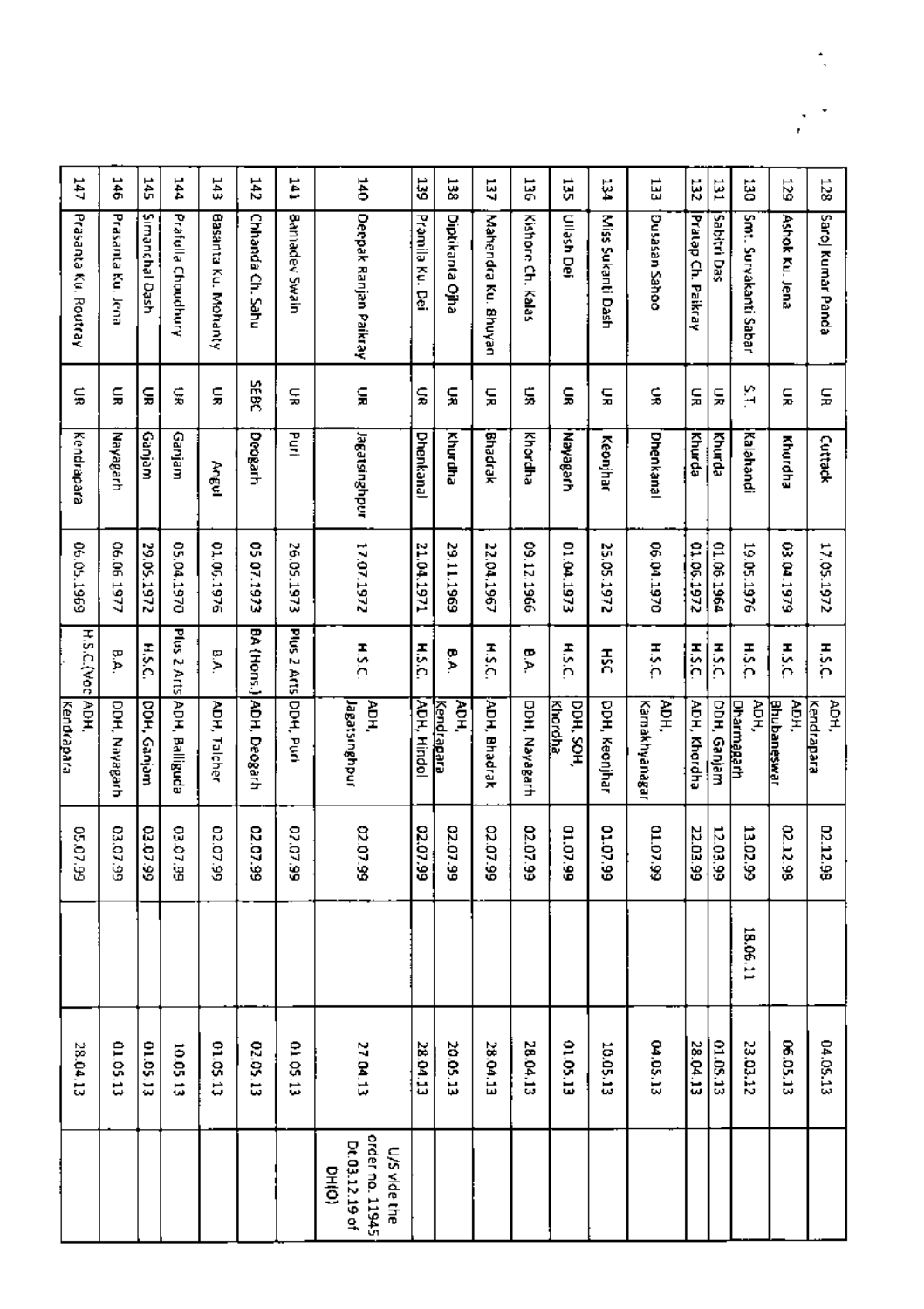| 128 | Saroj Kumar Panda | UR | Cuttack | 17.05.1972 | H.S.C. | ADH, Kendrapara | 02.12.98 | | 04.05.13 | |
|---|---|---|---|---|---|---|---|---|---|---|
| 129 | Ashok Ku. Jena | UR | Khurdha | 03.04.1979 | H.S.C. | ADH, Bhubaneswar | 02.12.98 | | 06.05.13 | |
| 130 | Smt. Suryakanti Sabar | S.T. | Kalahandi | 19.05.1976 | H.S.C. | ADH, Dharmagarh | 13.02.99 | 18.06.11 | 23.03.12 | |
| 131 | Sabitri Das | UR | Khurda | 01.06.1964 | H.S.C. | DDH, Ganjam | 12.03.99 | | 01.05.13 | |
| 132 | Pratap Ch. Paikray | UR | Khurda | 01.06.1972 | H.S.C. | ADH, Khordha | 22.03.99 | | 28.04.13 | |
| 133 | Dusasan Sahoo | UR | Dhenkanal | 06.04.1970 | H.S.C. | ADH, Kamakhyanagar | 01.07.99 | | 04.05.13 | |
| 134 | Miss Sukanti Dash | UR | Keonjhar | 25.05.1972 | HSC | DDH, Keonjhar | 01.07.99 | | 10.05.13 | |
| 135 | Ullash Dei | UR | Nayagarh | 01.04.1973 | H.S.C. | DDH, SOH, Khordha | 01.07.99 | | 01.05.13 | |
| 136 | Kishore Ch. Kalas | UR | Khordha | 09.12.1966 | B.A. | DDH, Nayagarh | 02.07.99 | | 28.04.13 | |
| 137 | Mahendra Ku. Bhuyan | UR | Bhadrak | 22.04.1967 | H.S.C. | ADH, Bhadrak | 02.07.99 | | 28.04.13 | |
| 138 | Diptikanta Ojha | UR | Khurdha | 29.11.1969 | B.A. | ADH, Kendrapara | 02.07.99 | | 20.05.13 | |
| 139 | Pramila Ku. Dei | UR | Dhenkanal | 21.04.1971 | H.S.C. | ADH, Hindol | 02.07.99 | | 28.04.13 | |
| 140 | Deepak Ranjan Paikray | UR | Jagatsinghpur | 17.07.1972 | H.S.C. | ADH, Jagatsinghpur | 02.07.99 | | 27.04.13 | U/S vide the order no. 11945 Dt.03.12.19 of DH(O) |
| 141 | Bamadev Swain | UR | Puri | 26.05.1973 | Plus 2 Arts | DDH, Puri | 02.07.99 | | 01.05.13 | |
| 142 | Chhanda Ch. Sahu | SEBC | Deogarh | 05.07.1973 | BA (Hons.) | ADH, Deogarh | 02.07.99 | | 02.05.13 | |
| 143 | Basanta Ku. Mohanty | UR | Angul | 01.06.1976 | B.A. | ADH, Talcher | 02.07.99 | | 01.05.13 | |
| 144 | Prafulla Choudhury | UR | Ganjam | 05.04.1970 | Plus 2 Arts | ADH, Balliguda | 03.07.99 | | 10.05.13 | |
| 145 | Simanchal Dash | UR | Ganjam | 29.05.1972 | H.S.C. | DDH, Ganjam | 03.07.99 | | 01.05.13 | |
| 146 | Prasanta Ku. Jena | UR | Nayagarh | 06.06.1977 | B.A. | DDH, Nayagarh | 03.07.99 | | 01.05.13 | |
| 147 | Prasanta Ku. Routray | UR | Kendrapara | 06.05.1969 | H.S.C.(Voc) | ADH, Kendrapara | 05.07.99 | | 28.04.13 | |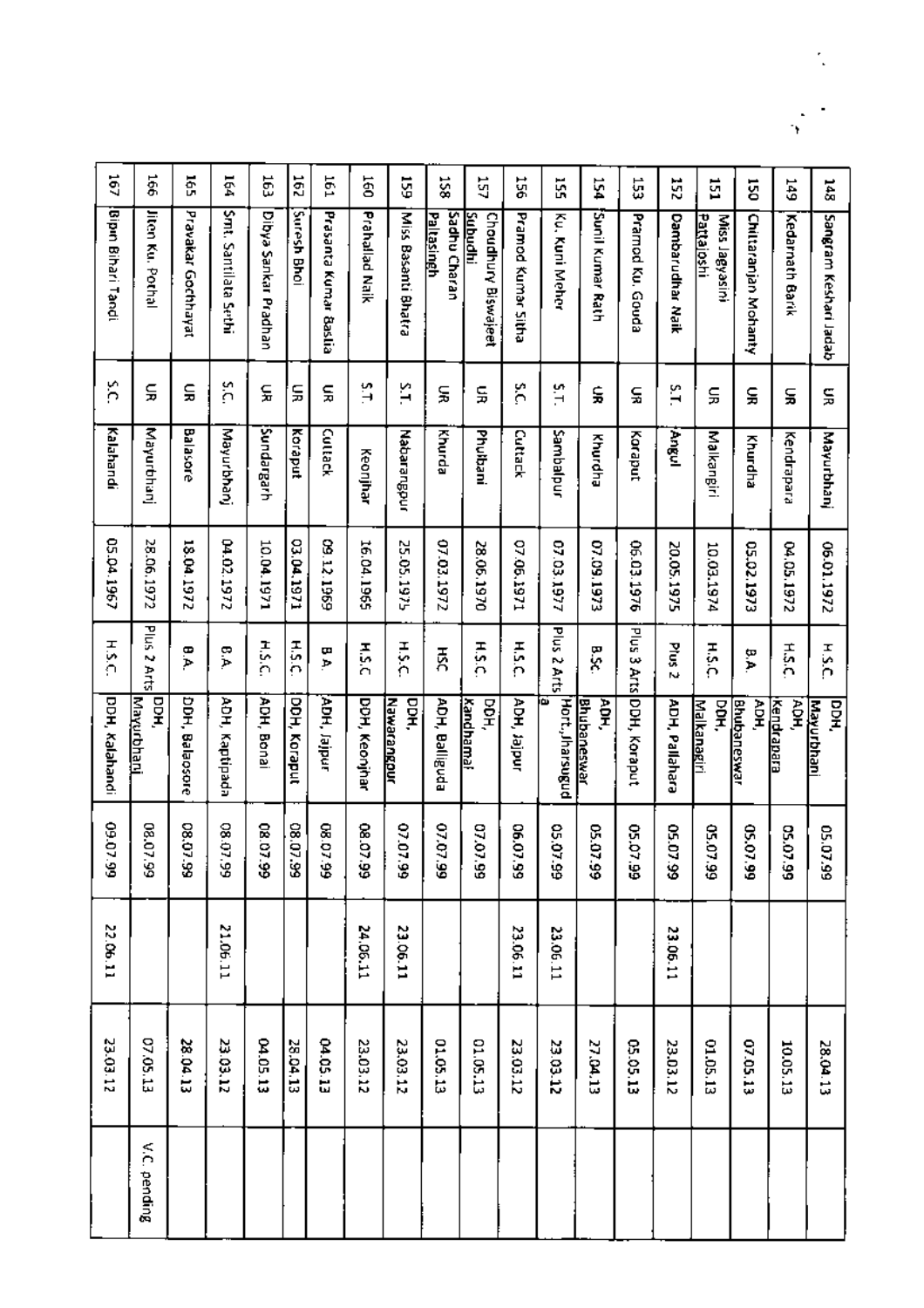| 148 | Sangram Keshari Jadab | UR | Mayurbhanj | 06.01.1972 | H.S.C | DDH, Mayurbhanj | 05.07.99 | | 28.04.13 | |
|---|---|---|---|---|---|---|---|---|---|---|
| 149 | Kedarnath Barik | UR | Kendrapara | 04.05.1972 | H.S.C | ADH, Kendrapara | 05.07.99 | | 10.05.13 | |
| 150 | Chittaranjan Mohanty | UR | Khurda | 05.02.1973 | B.A. | ADH, Bhubaneswar | 05.07.99 | | 07.05.13 | |
| 151 | Miss Jagyasini Pattajoshi | UR | Malkangiri | 10.03.1974 | H.S.C. | DDH, Malkanagiri | 05.07.99 | | 01.05.13 | |
| 152 | Dambarudhar Naik | S.T. | Angul | 20.05.1975 | Plus 2 | ADH, Pallahara | 05.07.99 | 23.06.11 | 23.03.12 | |
| 153 | Pramod Ku. Gouda | UR | Koraput | 06.03.1976 | Plus 3 Arts | DDH, Koraput | 05.07.99 | | 05.05.13 | |
| 154 | Sunil Kumar Rath | UR | Khurdha | 07.09.1973 | B.Sc. | ADH, Bhubaneswar | 05.07.99 | | 27.04.13 | |
| 155 | Ku. Kuni Meher | S.T. | Sambalpur | 07.03.1977 | Plus 2 Arts | Hort.,Jharsuguda | 05.07.99 | 23.06.11 | 23.03.12 | |
| 156 | Pramod Kumar Sitha | S.C. | Cuttack | 07.06.1971 | H.S.C. | ADH, Jajpur | 06.07.99 | 23.06.11 | 23.03.12 | |
| 157 | Choudhury Biswajeet Subudhi | UR | Phulbani | 28.06.1970 | H.S.C. | DDH, Kandhamal | 07.07.99 | | 01.05.13 | |
| 158 | Sadhu Charan Paltasingh | UR | Khurda | 07.03.1972 | HSC | ADH, Balliguda | 07.07.99 | | 01.05.13 | |
| 159 | Miss Basanti Bhatra | S.T. | Nabarangpur | 25.05.1975 | H.S.C. | DDH, Nawarangpur | 07.07.99 | 23.06.11 | 23.03.12 | |
| 160 | Prahallad Naik | S.T. | Keonjhar | 16.04.1965 | H.S.C | DDH, Keonjhar | 08.07.99 | 24.06.11 | 23.03.12 | |
| 161 | Prasanta Kumar Baslia | UR | Cuttack | 09.12.1969 | B.A. | ADH, Jajpur | 08.07.99 | | 04.05.13 | |
| 162 | Suresh Bhoi | UR | Koraput | 03.04.1971 | H.S.C | DDH, Koraput | 08.07.99 | | 28.04.13 | |
| 163 | Dibya Sankar Pradhan | UR | Sundargarh | 10.04.1971 | H.S.C. | ADH, Bonai | 08.07.99 | | 04.05.13 | |
| 164 | Smt. Santilata Sethi | S.C. | Mayurbhanj | 04.02.1972 | B.A. | ADH, Kaptipada | 08.07.99 | 21.06.11 | 23.03.12 | |
| 165 | Pravakar Gochhayat | UR | Balasore | 18.04.1972 | B.A. | DDH, Balasore | 08.07.99 | | 28.04.13 | |
| 166 | Jiten Ku. Pothal | UR | Mayurbhanj | 28.06.1972 | Plus 2 Arts | DDH, Mayurbhanj | 08.07.99 | | 07.05.13 | V.C. pending |
| 167 | Bipin Bihari Tandi | S.C. | Kalahandi | 05.04.1967 | H.S.C. | DDH, Kalahandi | 09.07.99 | 22.06.11 | 23.03.12 | |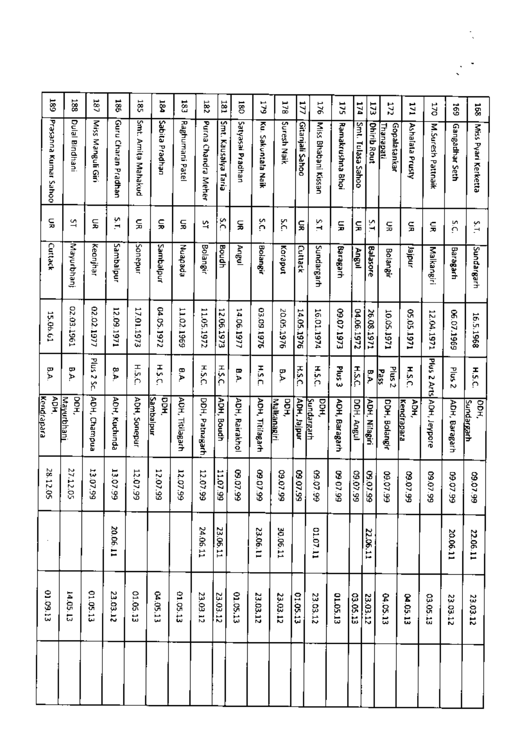| | | | | | | | | | | |
|---|---|---|---|---|---|---|---|---|---|---|
| 168 | Miss Pyari Kerketta | S.T. | Sundargarh | 16.5.1968 | H.S.C. | DDH, Sundargarh | 09.07.99 | 22.06.11 | 23.03.12 | |
| 169 | Gangadhar Seth | S.C. | Baragarh | 06.07.1969 | Plus 2 | ADH, Baragarh | 09.07.99 | 20.06.11 | 23.03.12 | |
| 170 | M.Suresh Pattnaik | UR | Malkangiri | 12.04.1971 | Plus 2 Arts | ADH, Jeypore | 09.07.99 | | 03.05.13 | |
| 171 | Ashalata Prusty | UR | Jajpur | 05.05.1971 | H.S.C. | ADH, Kendrapara | 09.07.99 | | 04.05.13 | |
| 172 | Gopalsankar Thanapati | UR | Bolangir | 10.05.1971 | Plus 2 Pass | DDH, Bolangir | 09.07.99 | | 04.05.13 | |
| 173 | Dhirib Rout | S.T. | Balasore | 26.08.1971 | B.A. | ADH, Nilagiri | 09.07.99 | 22.06.11 | 23.03.12 | |
| 174 | Smt. Tulasa Sahoo | UR | Angul | 04.06.1972 | H.S.C. | DDH, Angul | 09.07.99 | | 03.05.13 | |
| 175 | Ramakrushna Bhoi | UR | Baragarh | 09.07.1973 | Plus 3 | ADH, Baragarh | 09.07.99 | | 01.05.13 | |
| 176 | Miss Bhabani Kissan | S.T. | Sundargarh | 16.01.1974 | H.S.C. | DDH, Sundargarh | 09.07.99 | 01.07.11 | 23.03.12 | |
| 177 | Gitanjali Sahoo | UR | Cuttack | 14.05.1976 | H.S.C. | ADH, Jajpur | 09.07.99 | | 01.05.13 | |
| 178 | Suresh Naik | S.C. | Koraput | 20.05.1976 | B.A. | DDH, Malkanagiri | 09.07.99 | 30.06.11 | 23.03.12 | |
| 179 | Ku. Sakuntala Naik | S.C. | Bolangir | 03.09.1976 | H.S.C. | ADH, Titilagarh | 09.07.99 | 23.06.11 | 23.03.12 | |
| 180 | Satyasai Pradhan | UR | Angul | 14.06.1977 | B.A. | ADH, Rairakhol | 09.07.99 | | 01.05.13 | |
| 181 | Smt. Kausalya Taria | S.C. | Boudh | 12.06.1973 | H.S.C. | ADH, Boudh | 11.07.99 | 23.06.11 | 23.03.12 | |
| 182 | Purna Chandra Meher | ST | Bolangir | 11.05.1972 | H.S.C. | DDH, Patnagarh | 12.07.99 | 24.06.11 | 23.03.12 | |
| 183 | Raghumani Patel | UR | Nuapada | 11.02.1969 | B.A. | ADH, Titilagarh | 12.07.99 | | 01.05.13 | |
| 184 | Sabita Pradhan | UR | Sambalpur | 04.05.1972 | H.S.C. | DDH, Sambalpur | 12.07.99 | | 04.05.13 | |
| 185 | Smt. Amita Mahakud | UR | Sonepur | 17.01.1973 | H.S.C. | ADH, Sonepur | 12.07.99 | | 01.05.13 | |
| 186 | Guru Charan Pradhan | S.T. | Sambalpur | 12.09.1971 | B.A. | ADH, Kuchinda | 13.07.99 | 20.06.11 | 23.03.12 | |
| 187 | Miss Manguli Giri | UR | Keonjhar | 02.02.1977 | Plus 2 Sc. | ADH, Champua | 13.07.99 | | 01.05.13 | |
| 188 | Dulal Bindhani | ST | Mayurbhanj | 02.03.1961 | B.A. | DDH, Mayurbhani | 27.12.05 | | 14.05.13 | |
| 189 | Prasanna Kumar Sahoo | UR | Cuttack | 15.06.61 | B.A. | ADH, Kendrapara | 28.12.05 | . | 01.09.13 | |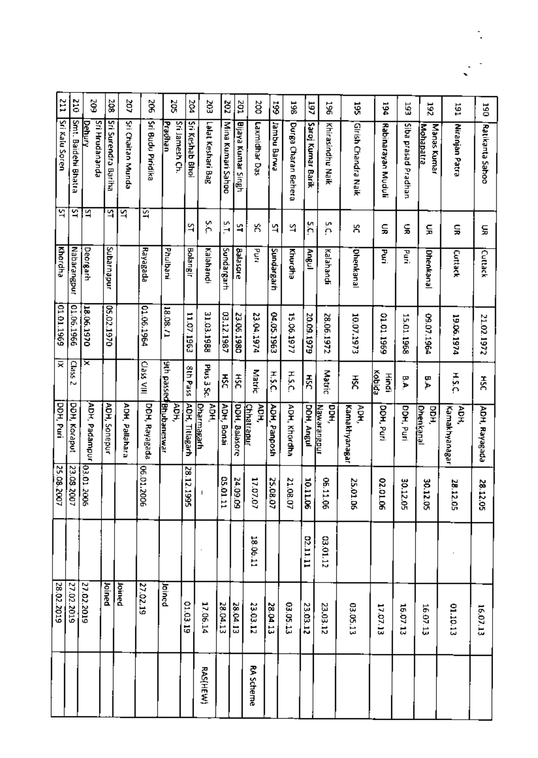| | | | | | | | | | | |
|---|---|---|---|---|---|---|---|---|---|---|
| 190 | Ratikanta Sahoo | UR | Cuttack | 21.02.1972 | HSC | ADH, Rayagada | 28.12.05 | | 16.07.13 | |
| 191 | Niranjan Patra | UR | Cuttack | 19.06.1974 | H.S.C. | ADH, Kamakhyanagar | 28.12.05 | | 01.10.13 | |
| 192 | Manas Kumar Mohapatra | UR | Dhenkanal | 09.07.1964 | B.A. | DDH, Dhenkanal | 30.12.05 | | 16.07.13 | |
| 193 | Siba prasad Pradhan | UR | Puri | 15.01.1968 | B.A. | DDH, Puri | 30.12.05 | | 16.07.13 | |
| 194 | Rabinarayan Muduli | UR | Puri | 01.01.1969 | Hindi Kobida | DDH, Puri | 02.01.06 | | 17.07.13 | |
| 195 | Girish Chandra Naik | SC | Dhenkanal | 10.07.1973 | HSC | ADH, Kamakhyanagar | 25.01.06 | | 03.05.13 | |
| 196 | Khirasindhu Naik | S.C. | Kalahandi | 28.06.1972 | Matric | DDH, Nawarangpur | 06.11.06 | 03.01.12 | 23.03.12 | |
| 197 | Saroj Kumar Barik | S.C. | Angul | 20.09.1979 | HSC | DDH, Angul | 10.11.06 | 02.11.11 | 23.03.12 | |
| 198 | Durga Charan Behera | ST | Khurdha | 15.06.1977 | H.S.C | ADH, Khordha | 21.08.07 | | 03.05.13 | |
| 199 | Jambu Barwa | ST | Sundargarh | 04.05.1963 | H.S.C. | ADH, Panposh | 25.08.07 | | 28.04.13 | |
| 200 | Laxmidhar Das | SC | Puri | 23.04.1974 | Matric | ADH, Chhatrapur | 17.07.07 | 18.06.11 | 23.03.12 | RA Scheme |
| 201 | Bijaya Kumar Singh | ST | Balasore | 23.06.1980 | HSC | DDH, Balasore | 24.09.09 | | 28.04.13 | |
| 202 | Mina Kumari Sahoo | S.T. | Sundargarh | 03.12.1987 | HSC | ADH, Bonai | 05.01.11 | | 28.04.13 | |
| 203 | Lalat Keshari Bag | S.C. | Kalahandi | 31.03.1988 | Plus 3 Sc. | ADH, Dharmagarh | - | . | 17.06.14 | RAS(HEW) |
| 204 | Sri Keshab Bhoi | ST | Bolangir | 11.07.1963 | 8th Pass | ADH, Titlagarh | 28.12.1995 | | 01.03.19 | |
| 205 | Sri Jamesh Ch. Pradhan | | Phulbani | 18.08.71 | 9th passed | ADH, Bhubaneswar | | | Joined | |
| 206 | Sri Budu Piridika | ST | Rayagada | 01.06.1964 | Class VIII | DDH, Rayagada | 06.01.2006 | | 27.02.19 | |
| 207 | Sri Chaitan Munda | ST | | | | ADH, Pallahara | | | Joined | |
| 208 | Sri Surendra Bariha | ST | Subarnapur | 05.02.1970 | | ADH, Sonepur | | | Joined | |
| 209 | Sri Hrudananda Dehury | ST | Deorgarh | 18.06.1970 | X | ADH, Padampur | 03.01.2006 | | 27.02.2019 | |
| 210 | Smt. Baidehi Bhatra | ST | Nabarangpur | 01.06.1966 | Class 2 | DDH, Koraput | 23.08.2007 | | 27.02.2019 | |
| 211 | Sri Kalu Soren | ST | Khordha | 01.01.1969 | IX | DDH, Puri | 25.08.2007 | | 28.02.2019 | |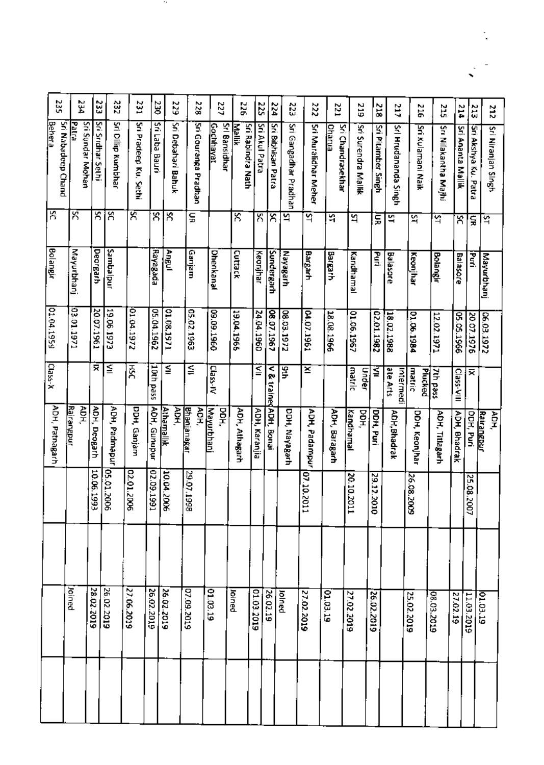| | | | | | | | | | | |
|---|---|---|---|---|---|---|---|---|---|---|
| 212 | Sri Niranjan Singh | ST | Mayurbhanj | 06.03.1972 | | ADH, Rairangpur | | | 01.03.19 | |
| 213 | Sri Akshya Ku. Patra | UR | Puri | 20.07.1976 | IX | DDH, Puri | 25.08.2007 | | 11.03.2019 | |
| 214 | Sri Ananta Mallik | SC | Balasore | 05.05.1966 | Class-VIII | ADH, Bhadrak | | | 27.02.19 | |
| 215 | Sri Nilakantha Majhi | ST | Bolangir | 12.02.1971 | 7th pass Plucked | ADH, Titlagarh | | | 08.03.2019 | |
| 216 | Sri Kulamani Naik | ST | Keonjhar | 01.06.1984 | matric | DDH, Keonjhar | 26.08.2009 | | 25.02.2019 | |
| 217 | Sri Hrudananda Singh | ST | Balasore | 18.02.1988 | Intermediate Arts | ADH,Bhadrak | | | | |
| 218 | Sri Pitamber Singh | UR | Puri | 02.01.1982 | VII | DDH, Puri | 29.12.2010 | | 26.02.2019 | |
| 219 | Sri Surendra Mallik | ST | Kandhamal | 01.06.1967 | Under matric | DDH, Kandhamal | 20.10.2011 | | 27.02.2019 | |
| 221 | Sri Chandrasekhar Dharua | ST | Bargarh | 18.08.1966 | | ADH, Baragarh | | | 01.03.19 | |
| 222 | Sri Muralidhar Meher | ST | Bargarh | 04.07.1961 | XI | ADH, Padampur | 07.10.2011 | | 27.02.2019 | |
| 223 | Sri Gangadhar Pradhan | ST | Nayagarh | 08.03.1972 | 9th | DDH, Nayagarh | | | Joined | |
| 224 | Sri Bibhisan Patra | SC | Sundergarh | 08.07.1967 | V & trained | ADH, Bonai | | | 26.02.19 | |
| 225 | Sri Akul Patra | SC | Keonjhar | 24.04.1960 | VII | ADH, Karanjia | | | 01.03.2019 | |
| 226 | Sri Rabindra Nath Mallik | SC | Cuttack | 19.04.1966 | | ADH, Athagarh | | | Joined | |
| 227 | Sri Bansidhar Gochhayat | | Dhenkanal | 09.09.1960 | Class-IV | DDH, Mayurbhanj | | | 01.03.19 | |
| 228 | Sri Gouranga Pradhan | UR | Ganjam | 05.02.1963 | VII | ADH, Bhanjanagar | 29.07.1998 | | 07.09.2019 | |
| 229 | Sri Debahari Bahuk | SC | Angul | 01.08.1971 | VII | ADH, Athamallik | 10.04.2006 | | 26.02.2019 | |
| 230 | Sri Laba Bauri | SC | Rayagada | 05.04.1962 | 10th pass | ADH, Gunupur | 02.09.1991 | | 26.02.2019 | |
| 231 | Sri Pradeep Ku. Sethi | SC | | 01.04.1972 | HSC | DDH, Ganjam | 02.01.2006 | | 27.06.2019 | |
| 232 | Sri Dilip Kumbhar | SC | Sambalpur | 19.06.1973 | VII | ADH, Padmapur | 05.01.2006 | | 26.02.2019 | |
| 233 | Sri Sridhar Sethi | SC | Deorgarh | 20.07.1961 | IX | ADH, Deogarh | 10.06.1993 | | 28.02.2019 | |
| 234 | Sri Sundar Mohan Patra | SC | Mayurbhanj | 03.01.1971 | | ADH, Rairangpur | | | Joined | |
| 235 | Sri Nabadeep Chand Behera | SC | Bolangir | 01.04.1959 | Class-X | ADH, Patnagarh | | | | |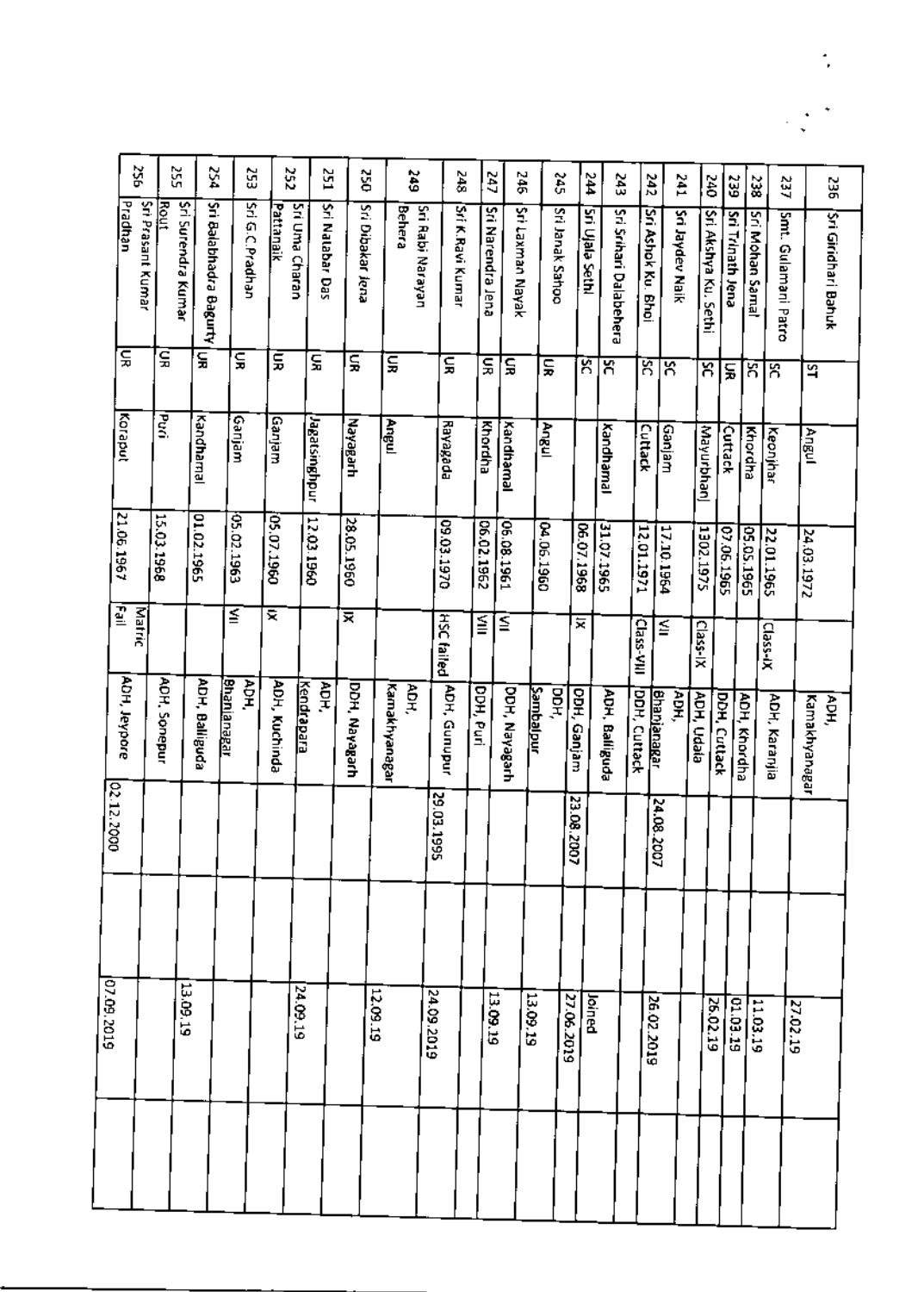| | | | | | | | | | | |
|---|---|---|---|---|---|---|---|---|---|---|
| 236 | Sri Giridhari Bahuk | ST | Angul | 24.03.1972 | | ADH, Kamakhyanagar | | | 27.02.19 | |
| 237 | Smt. Gulamani Patro | SC | Keonjhar | 22.01.1965 | Class-IX | ADH, Karanjia | | | 11.03.19 | |
| 238 | Sri Mohan Samal | SC | Khordha | 05.05.1965 | | ADH, Khordha | | | 01.03.19 | |
| 239 | Sri Trinath Jena | UR | Cuttack | 07.06.1965 | | DDH, Cuttack | | | | |
| 240 | Sri Akshya Ku. Sethi | SC | Mayurbhanj | 1302.1975 | Class-IX | ADH, Udala | | | 26.02.19 | |
| 241 | Sri Jaydev Naik | SC | Ganjam | 17.10.1964 | VII | ADH, Bhanjanagar | 24.08.2007 | | | |
| 242 | Sri Ashok Ku. Bhoi | SC | Cuttack | 12.01.1971 | Class-VIII | DDH, Cuttack | | | 26.02.2019 | |
| 243 | Sri Srihari Dalabehera | SC | Kandhamal | 31.07.1965 | | ADH, Balliguda | | | | |
| 244 | Sri Ujala Sethi | SC | | 06.07.1968 | IX | DDH, Ganjam | 23.08.2007 | | Joined 27.06.2019 | |
| 245 | Sri Janak Sahoo | UR | Angul | 04.06.1960 | | DDH, Sambalpur | | | 13.09.19 | |
| 246 | Sri Laxman Nayak | UR | Kandhamal | 06.08.1961 | VI | DDH, Nayagarh | | | 13.09.19 | |
| 247 | Sri Narendra Jena | UR | Khordha | 06.02.1962 | VIII | DDH, Puri | | | | |
| 248 | Sri K.Ravi Kumar | UR | Rayagada | 09.03.1970 | HSC failed | ADH, Gunupur | 29.03.1995 | | 24.09.2019 | |
| 249 | Sri Rabi Narayan Behera | UR | Angul | | | ADH, Kamakhyanagar | | | 12.09.19 | |
| 250 | Sri Dibakar Jena | UR | Nayagarh | 28.05.1960 | IX | DDH, Nayagarh | | | | |
| 251 | Sri Natabar Das | UR | Jagatsinghpur | 12.03.1960 | | ADH, Kendrapara | | | | |
| 252 | Sri Uma Charan Pattanaik | UR | Ganjam | 05.07.1960 | IX | ADH, Kuchinda | | | 24.09.19 | |
| 253 | Sri G.C.Pradhan | UR | Ganjam | 05.02.1963 | VI | ADH, Bhanjanagar | | | | |
| 254 | Sri Balabhadra Bagurty | UR | Kandhamal | 01.02.1965 | | ADH, Balliguda | | | | |
| 255 | Sri Surendra Kumar Rout | UR | Puri | 15.03.1968 | | ADH, Sonepur | | | 13.09.19 | |
| 256 | Sri Prasant Kumar Pradhan | UR | Koraput | 21.06.1967 | Matric Fail | ADH, Jeypore | 02.12.2000 | | 07.09.2019 | |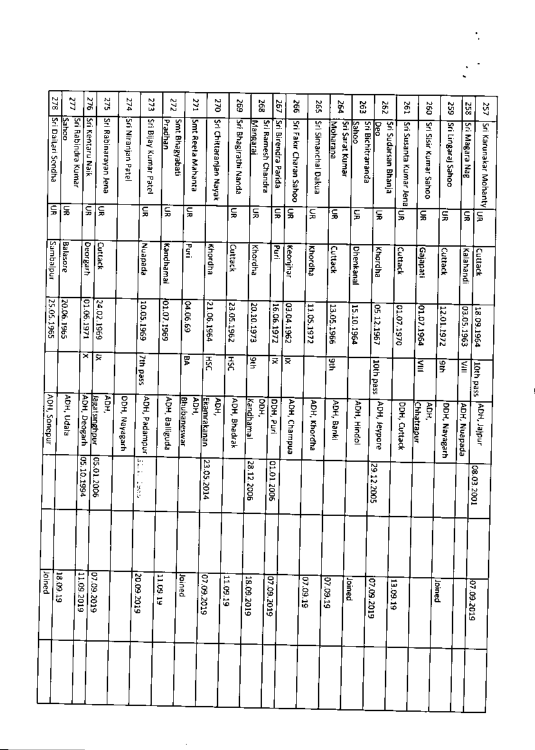| | | | | | | | | | | |
|---|---|---|---|---|---|---|---|---|---|---|
| 257 | Sri Karunakar Mohanty | UR | Cuttack | 18.09.1964 | 10th pass | ADH, Jajpur | 08.03.2001 | | 07.09.2019 | |
| 258 | Sri Magara Nag | UR | Kalahandi | 03.05.1963 | VIII | ADH, Nuapada | | | | |
| 259 | Sri Lingaraj Sahoo | UR | Cuttack | 12.01.1972 | 9th | DDH, Nayagarh | | | Joined | |
| 260 | Sri Sisir Kumar Sahoo | UR | Gajapati | 01.07.1964 | VIII | ADH, Chhatrapur | | | | |
| 261 | Sri Susanta Kumar Jena | UR | Cuttack | 01.07.1970 | | DDH, Cuttack | | | 13.09.19 | |
| 262 | Sri Sudarsan Bhanja Deo | UR | Khordha | 05.12.1967 | 10th pass | ADH, Jeypore | 29.12.2005 | | 07.09.2019 | |
| 263 | Sri Bichitrananda Sahoo | UR | Dhenkanal | 15.10.1964 | | ADH, Hindol | | | Joined | |
| 264 | Sri Sarat Kumar Moharana | UR | Cuttack | 13.05.1966 | 9th | ADH, Banki | | | 07.09.19 | |
| 265 | Sri Simanchal Dakua | UR | Khordha | 11.05.1972 | | ADH, Khordha | | | 07.09.19 | |
| 266 | Sri Fakir Charan Sahoo | UR | Keonjhar | 03.04.1962 | IX | ADH, Champua | | | | |
| 267 | Sri Birendra Parida | UR | Puri | 16.06.1972 | X | DDH, Puri | 01.01.2006 | | 07.09.2019 | |
| 268 | Sri Ramesh Chandra Mangaraj | UR | Khordha | 20.10.1973 | 9th | DDH, Kandhamal | 28.12.2006 | | 18.09.2019 | |
| 269 | Sri Bhagirathi Nanda | UR | Cuttack | 23.05.1962 | HSC | ADH, Bhadrak | | | 11.09.19 | |
| 270 | Sri Chittaranjan Nayak | | Khordha | 21.06.1964 | HSC | ADH, Ekamrakanan | 23.05.2014 | | 07.09.2019 | |
| 271 | Smt Reela Mahanta | UR | Puri | 04.06.69 | BA | ADH, Bhubaneswar | | | Joined | |
| 272 | Smt Bhagyabati Pradhan | UR | Kandhamal | 01.07.1969 | | ADH, Balliguda | | | 11.09.19 | |
| 273 | Sri Bijay Kumar Patel | UR | Nuapada | 10.05.1969 | 7th pass | ADH, Padampur | | | 20.09.2019 | |
| 274 | Sri Niranjan Patel | | | | | DDH, Nayagarh | | | | |
| 275 | Sri Rabinarayan Jena | UR | Cuttack | 24.02.1969 | IX | ADH, Jagatsinghpur | 05.01.2006 | | 07.09.2019 | |
| 276 | Sri Kentaru Naik | UR | Deogarh | 01.06.1971 | X | ADH, Deogarh | 05.10.1994 | | 11.09.2019 | |
| 277 | Sri Rabindra Kumar Sahoo | UR | Balasore | 20.06.1965 | | ADH, Udala | | | 18.09.19 | |
| 278 | Sri Dallari Sondha | UR | Sambalpur | 25.05.1965 | | ADH, Sonepur | | | Joined | |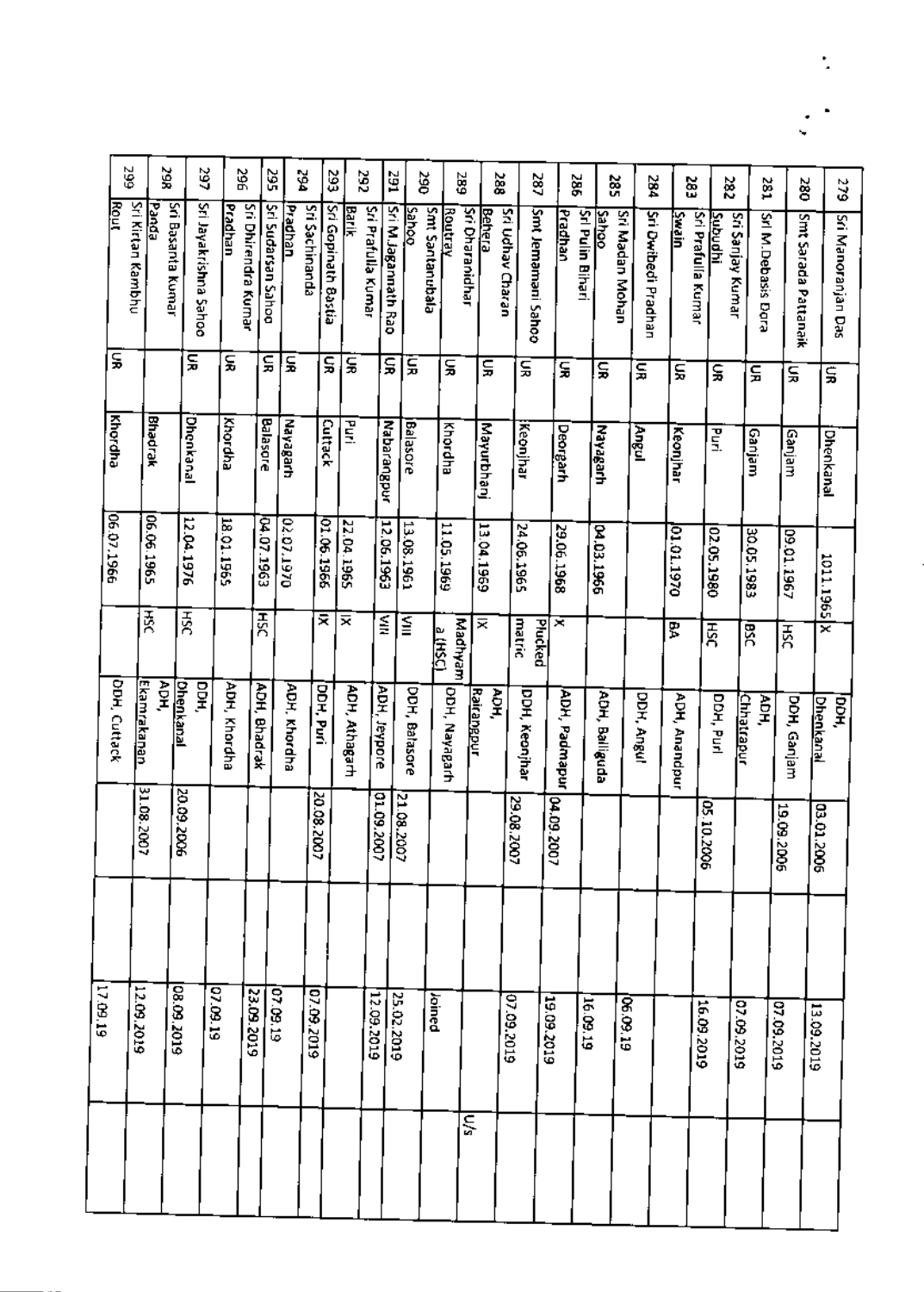| | | | | | | | | | | |
|---|---|---|---|---|---|---|---|---|---|---|
| 279 | Sri Manoranjan Das | UR | Dhenkanal | 1011.1965 | X | DDH, Dhenkanal | 03.01.2006 | | 13.09.2019 | |
| 280 | Smt Sarada Pattanaik | UR | Ganjam | 09.01.1967 | HSC | DDH, Ganjam | 19.09.2006 | | 07.09.2019 | |
| 281 | Sri M.Debasis Dora | UR | Ganjam | 30.05.1983 | BSC | ADH, Chhatrapur | | | | |
| 282 | Sri Sanjay Kumar Subudhi | UR | Puri | 02.05.1980 | HSC | DDH, Puri | 05.10.2006 | | 07.09.2019 | |
| 283 | Sri Prafulla Kumar Swain | UR | Keonjhar | 01.01.1970 | BA | ADH, Anandpur | | | 16.09.2019 | |
| 284 | Sri Dwibedi Pradhan | UR | Angul | | | DDH, Angul | | | 06.09.19 | |
| 285 | Sri Madan Mohan Sahoo | UR | Nayagarh | 04.03.1966 | | ADH, Balliguda | | | 16.09.19 | |
| 286 | Sri Pulin Bihari Pradhan | UR | Deogarh | 29.06.1968 | X | ADH, Padmapur | 04.09.2007 | | 19.09.2019 | |
| 287 | Smt Jemamani Sahoo | UR | Keonjhar | 24.06.1965 | Plucked matric | DDH, Keonjhar | 29.08.2007 | | 07.09.2019 | |
| 288 | Sri Udhav Charan Behera | UR | Mayurbhanj | 13.04.1969 | IX | ADH, Rairangpur | | | | |
| 289 | Sri Dharanidhar Routray | UR | Khordha | 11.05.1969 | Madhyama (HSC) | DDH, Nayagarh | | | Joined | U/s |
| 290 | Smt Santanubala Sahoo | UR | Balasore | 13.08.1961 | VIII | DDH, Balasore | 21.08.2007 | | 25.02.2019 | |
| 291 | Sri M.Jagannath Rao | UR | Nabarangpur | 12.06.1963 | VIII | ADH, Jeypore | 01.09.2007 | | 12.09.2019 | |
| 292 | Sri Prafulla Kumar Barik | UR | Puri | 22.04.1965 | X | ADH, Athagarh | | | | |
| 293 | Sri Gopinath Bastia | UR | Cuttack | 01.06.1966 | IX | DDH, Puri | 20.08.2007 | | 07.09.2019 | |
| 294 | Sri Sachinanda Pradhan | UR | Nayagarh | 02.07.1970 | | ADH, Khordha | | | 07.09.19 | |
| 295 | Sri Sudarsan Sahoo | UR | Balasore | 04.07.1963 | HSC | ADH, Bhadrak | | | 23.09.2019 | |
| 296 | Sri Dhirendra Kumar Pradhan | UR | Khordha | 18.01.1965 | | ADH, Khordha | | | 07.09.19 | |
| 297 | Sri Jayakrishna Sahoo | UR | Dhenkanal | 12.04.1976 | HSC | DDH, Dhenkanal | 20.09.2006 | | 08.09.2019 | |
| 298 | Sri Basanta Kumar Panda | | Bhadrak | 06.06.1965 | HSC | ADH, Ekamrakanan | 31.08.2007 | | 12.09.2019 | |
| 299 | Sri Kirtan Kambhu Rout | UR | Khordha | 06.07.1966 | | DDH, Cuttack | | | 17.09.19 | |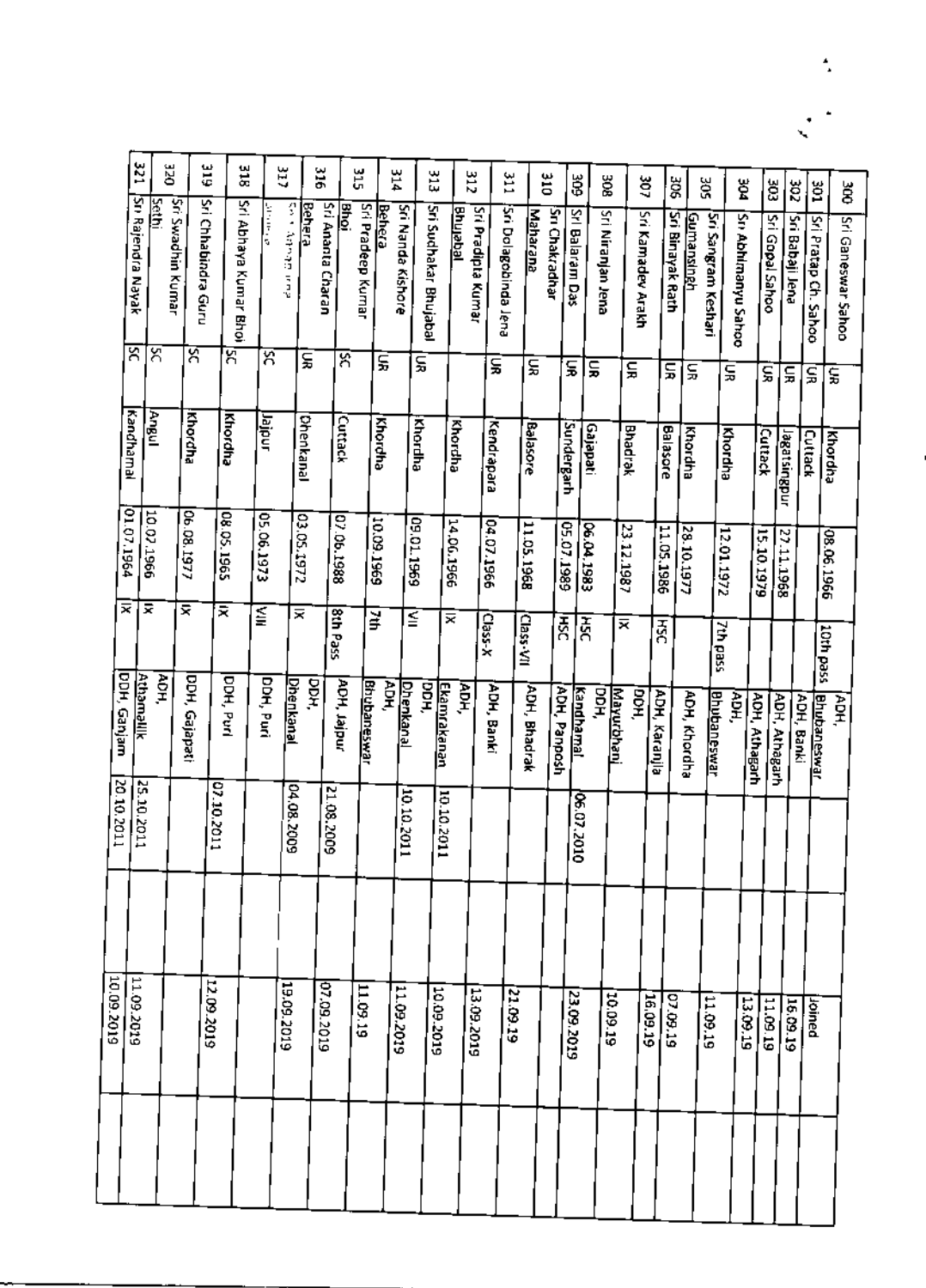| | | | | | | | | | | |
|---|---|---|---|---|---|---|---|---|---|---|
| 300 | Sri Ganeswar Sahoo | UR | Khordha | 08.06.1966 | 10th pass | ADH, Bhubaneswar | | | Joined | |
| 301 | Sri Pratap Ch. Sahoo | UR | Cuttack | | | | | | 16.09.19 | |
| 302 | Sri Babaji Jena | UR | Jagatsingpur | 27.11.1968 | | ADH, Banki | | | 11.09.19 | |
| 303 | Sri Gopal Sahoo | UR | Cuttack | 15.10.1979 | | ADH, Athagarh | | | 13.09.19 | |
| 304 | Sri Abhimanyu Sahoo | UR | Khordha | 12.01.1972 | 7th pass | ADH, Bhubaneswar | | | 11.09.19 | |
| 305 | Sri Sangram Keshari Gumansingh | UR | Khordha | 28.10.1977 | | ADH, Khordha | | | 07.09.19 | |
| 306 | Sri Binayak Rath | UR | Balasore | 11.05.1986 | HSC | ADH, Karanja | | | 16.09.19 | |
| 307 | Sri Kamadev Arakh | UR | Bhadrak | 23.12.1987 | IX | DDH, Mayurbhanj | | | | |
| 308 | Sri Niranjan Jena | UR | Gajapati | 06.04.1983 | HSC | DDH, Kandhamal | 06.07.2010 | | 10.09.19 | |
| 309 | Sri Balaram Das | UR | Sundergarh | 05.07.1989 | HSC | ADH, Panposh | | | 23.09.2019 | |
| 310 | Sri Chakradhar Maharana | UR | Balasore | 11.05.1968 | Class-VII | ADH, Bhadrak | | | | |
| 311 | Sri Dolagobinda Jena | UR | Kendrapara | 04.07.1966 | Class-X | ADH, Banki | | | 21.09.19 | |
| 312 | Sri Pradipta Kumar Bhujabal | | Khordha | 14.06.1966 | IX | ADH, Ekamrakanan | | | 13.09.2019 | |
| 313 | Sri Sudhakar Bhujabal | UR | Khordha | 09.01.1969 | VI | DDH, Dhenkanal | 10.10.2011 | | 10.09.2019 | |
| 314 | Sri Nanda Kishore Behera | UR | Khordha | 10.09.1969 | 7th | ADH, Bhubaneswar | 10.10.2011 | | 11.09.2019 | |
| 315 | Sri Pradeep Kumar Bhoi | SC | Cuttack | 07.06.1988 | 8th Pass | ADH, Jajpur | 21.08.2009 | | 11.09.19 | |
| 316 | Sri Ananta Charan Behera | UR | Dhenkanal | 03.05.1972 | IX | DDH, Dhenkanal | 04.08.2009 | | 07.09.2019 | |
| 317 | Sri ... | SC | Jajpur | 05.06.1973 | VIII | DDH, Puri | | | 19.09.2019 | |
| 318 | Sri Abhaya Kumar Bhoi | SC | Khordha | 08.05.1965 | IX | DDH, Puri | 07.10.2011 | | 12.09.2019 | |
| 319 | Sri Chhabindra Guru | SC | Khordha | 06.08.1977 | IX | DDH, Gajapati | | | | |
| 320 | Sri Swadhin Kumar Sethi | SC | Angul | 10.02.1966 | IX | ADH, Atthamallik | 25.10.2011 | | 11.09.2019 | |
| 321 | Sri Rajendra Nayak | SC | Kandhamal | 01.07.1964 | IX | DDH, Ganjam | 20.10.2011 | | 10.09.2019 | |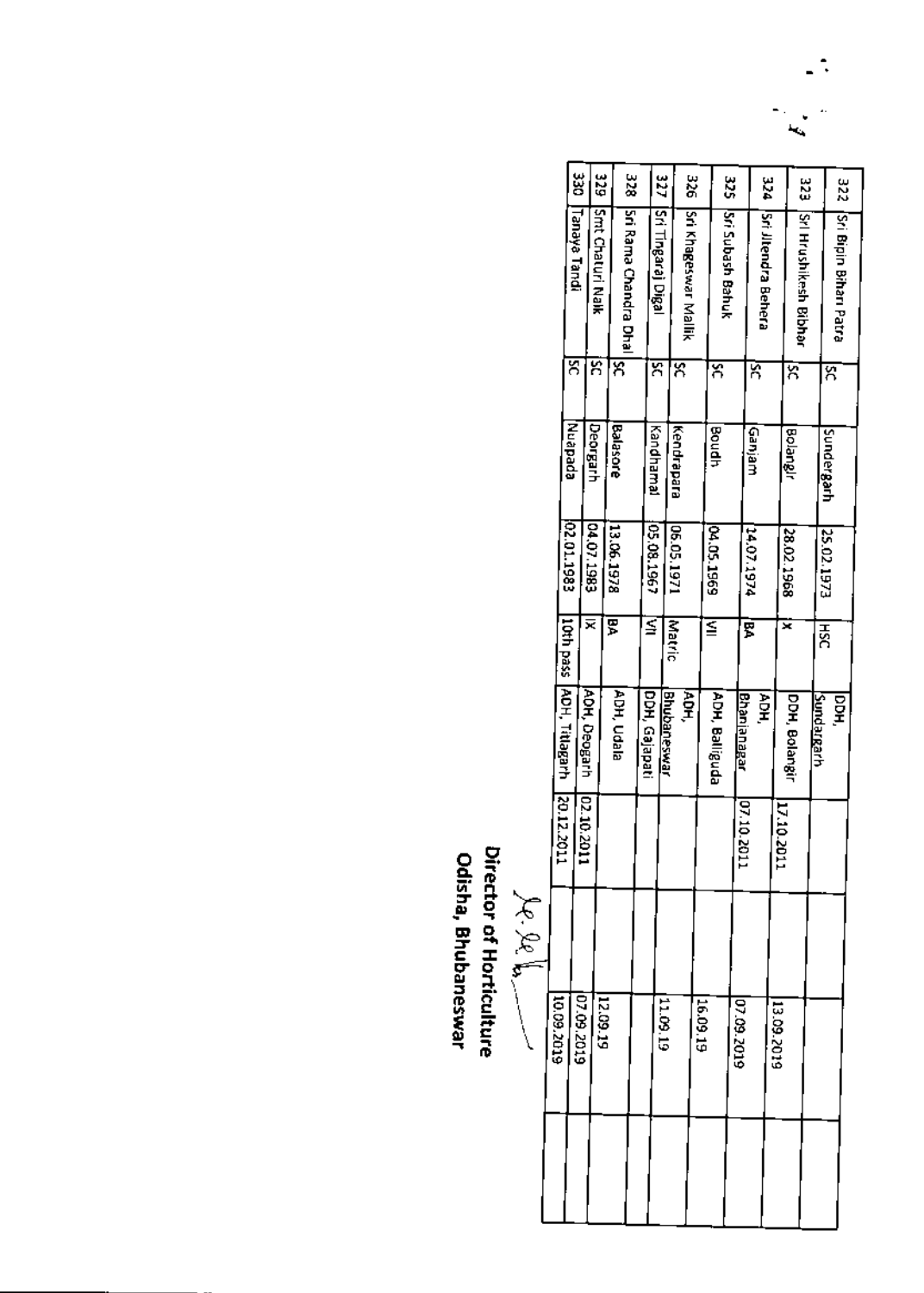| | | | | | | | | | | |
|---|---|---|---|---|---|---|---|---|---|---|
| 322 | Sri Bipin Bihari Patra | SC | Sundergarh | 25.02.1973 | HSC | DDH, Sundargarh | | | | |
| 323 | Sri Hrushikesh Bibhar | SC | Bolangir | 28.02.1968 | X | DDH, Bolangir | 17.10.2011 | | | |
| 324 | Sri Jitendra Behera | SC | Ganjam | 14.07.1974 | BA | ADH, Bhanjanagar | 07.10.2011 | | 13.09.2019 | |
| 325 | Sri Subash Bahuk | SC | Boudh | 04.05.1969 | VII | ADH, Balliguda | | | 07.09.2019 | |
| 326 | Sri Khageswar Mallik | SC | Kendrapara | 06.05.1971 | Matric | ADH, Bhubaneswar | | | 16.09.19 | |
| 327 | Sri Tingaraj Digal | SC | Kandhamal | 05.08.1967 | VII | DDH, Gajapati | | | 11.09.19 | |
| 328 | Sri Rama Chandra Dhal | SC | Balasore | 13.06.1978 | BA | ADH, Udala | | | 12.09.19 | |
| 329 | Smt Chaturi Naik | SC | Deorgarh | 04.07.1983 | IX | ADH, Deogarh | 02.10.2011 | | 07.09.2019 | |
| 330 | Tanaya Tandi | SC | Nuapada | 02.01.1983 | 10th pass | ADH, Titlagarh | 20.12.2011 | | 10.09.2019 | |

**Director of Horticulture**
**Odisha, Bhubaneswar**